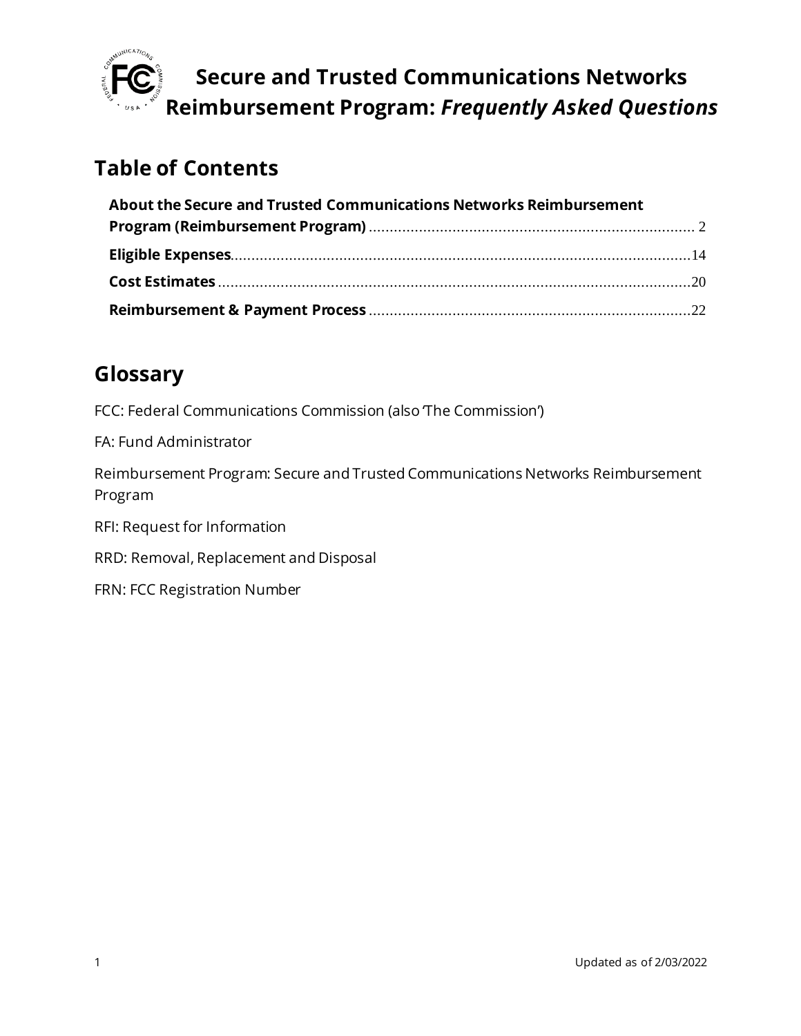# Secure and Trusted Communications Networks Reimbursement Program: *Frequently Asked Questions*

## Table of Contents

**About the Secure and Trusted Communications Networks Reimbursement Program (Reimbursement Program)** .......... 2

**Eligible Expenses** .......... 14

**Cost Estimates** .......... 20

**Reimbursement & Payment Process** .......... 22

## Glossary

FCC: Federal Communications Commission (also 'The Commission')

FA: Fund Administrator

Reimbursement Program: Secure and Trusted Communications Networks Reimbursement Program

RFI: Request for Information

RRD: Removal, Replacement and Disposal

FRN: FCC Registration Number

Updated as of 2/03/2022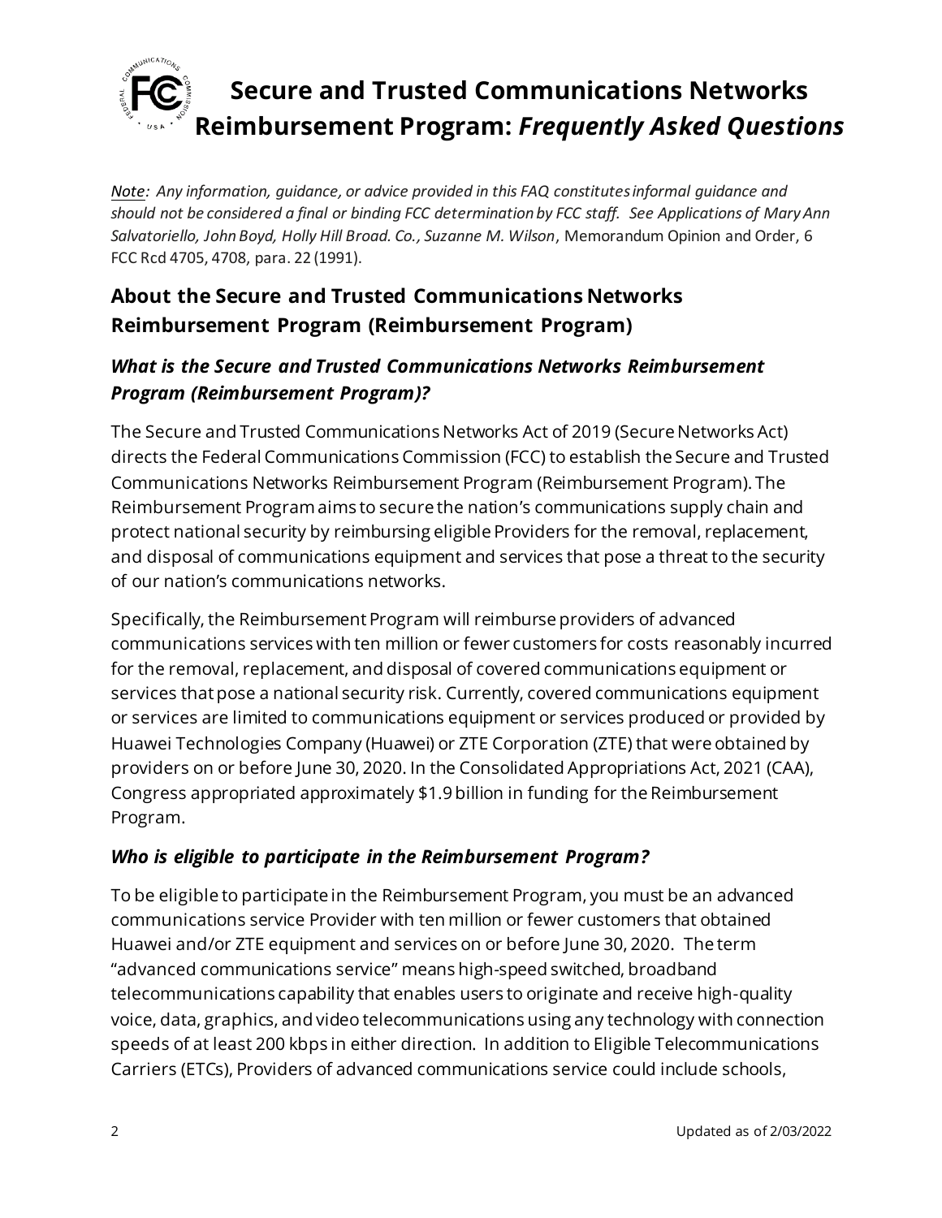# Secure and Trusted Communications Networks Reimbursement Program: *Frequently Asked Questions*

*Note: Any information, guidance, or advice provided in this FAQ constitutes informal guidance and should not be considered a final or binding FCC determination by FCC staff. See Applications of Mary Ann Salvatoriello, John Boyd, Holly Hill Broad. Co., Suzanne M. Wilson*, Memorandum Opinion and Order, 6 FCC Rcd 4705, 4708, para. 22 (1991).

## About the Secure and Trusted Communications Networks Reimbursement Program (Reimbursement Program)

### *What is the Secure and Trusted Communications Networks Reimbursement Program (Reimbursement Program)?*

The Secure and Trusted Communications Networks Act of 2019 (Secure Networks Act) directs the Federal Communications Commission (FCC) to establish the Secure and Trusted Communications Networks Reimbursement Program (Reimbursement Program). The Reimbursement Program aims to secure the nation's communications supply chain and protect national security by reimbursing eligible Providers for the removal, replacement, and disposal of communications equipment and services that pose a threat to the security of our nation's communications networks.

Specifically, the Reimbursement Program will reimburse providers of advanced communications services with ten million or fewer customers for costs reasonably incurred for the removal, replacement, and disposal of covered communications equipment or services that pose a national security risk. Currently, covered communications equipment or services are limited to communications equipment or services produced or provided by Huawei Technologies Company (Huawei) or ZTE Corporation (ZTE) that were obtained by providers on or before June 30, 2020. In the Consolidated Appropriations Act, 2021 (CAA), Congress appropriated approximately $1.9 billion in funding for the Reimbursement Program.

### *Who is eligible to participate in the Reimbursement Program?*

To be eligible to participate in the Reimbursement Program, you must be an advanced communications service Provider with ten million or fewer customers that obtained Huawei and/or ZTE equipment and services on or before June 30, 2020. The term "advanced communications service" means high-speed switched, broadband telecommunications capability that enables users to originate and receive high-quality voice, data, graphics, and video telecommunications using any technology with connection speeds of at least 200 kbps in either direction. In addition to Eligible Telecommunications Carriers (ETCs), Providers of advanced communications service could include schools,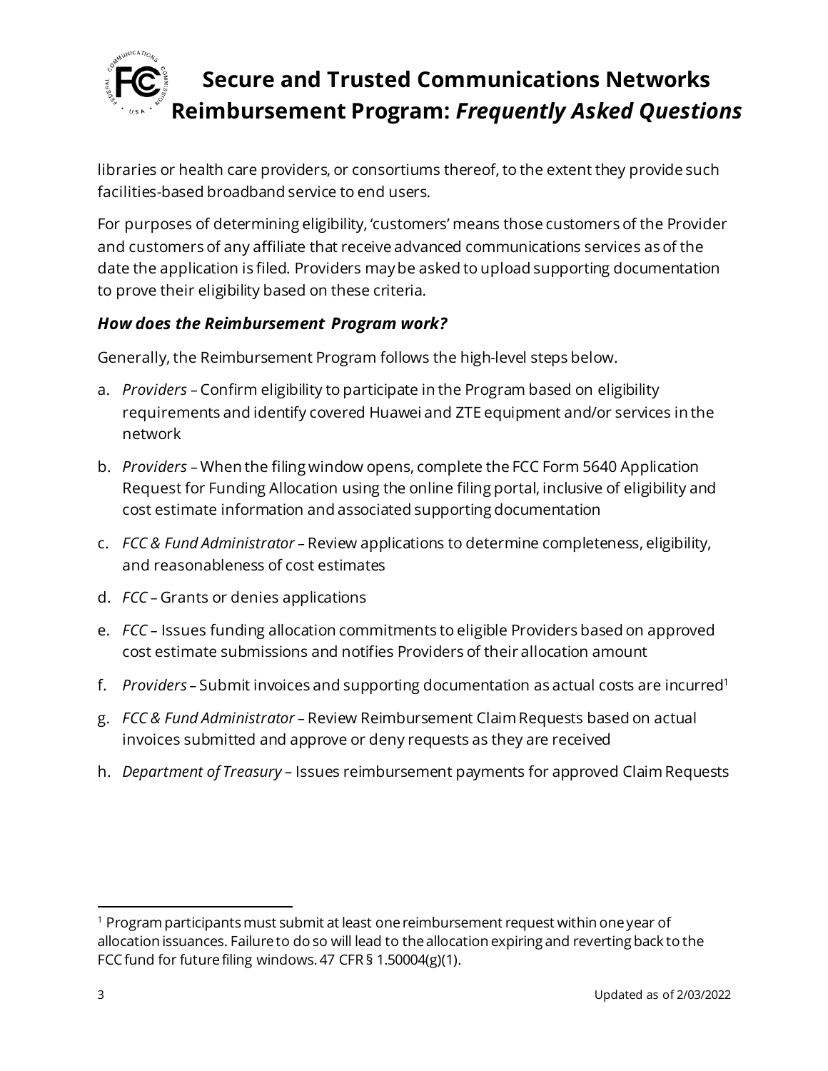libraries or health care providers, or consortiums thereof, to the extent they provide such facilities-based broadband service to end users.

For purposes of determining eligibility, 'customers' means those customers of the Provider and customers of any affiliate that receive advanced communications services as of the date the application is filed. Providers may be asked to upload supporting documentation to prove their eligibility based on these criteria.

### *How does the Reimbursement Program work?*

Generally, the Reimbursement Program follows the high-level steps below.

a. *Providers* – Confirm eligibility to participate in the Program based on eligibility requirements and identify covered Huawei and ZTE equipment and/or services in the network

b. *Providers* – When the filing window opens, complete the FCC Form 5640 Application Request for Funding Allocation using the online filing portal, inclusive of eligibility and cost estimate information and associated supporting documentation

c. *FCC & Fund Administrator* – Review applications to determine completeness, eligibility, and reasonableness of cost estimates

d. *FCC* – Grants or denies applications

e. *FCC* – Issues funding allocation commitments to eligible Providers based on approved cost estimate submissions and notifies Providers of their allocation amount

f. *Providers* – Submit invoices and supporting documentation as actual costs are incurred[1]

g. *FCC & Fund Administrator* – Review Reimbursement Claim Requests based on actual invoices submitted and approve or deny requests as they are received

h. *Department of Treasury* – Issues reimbursement payments for approved Claim Requests

---

[1] Program participants must submit at least one reimbursement request within one year of allocation issuances. Failure to do so will lead to the allocation expiring and reverting back to the FCC fund for future filing windows. 47 CFR § 1.50004(g)(1).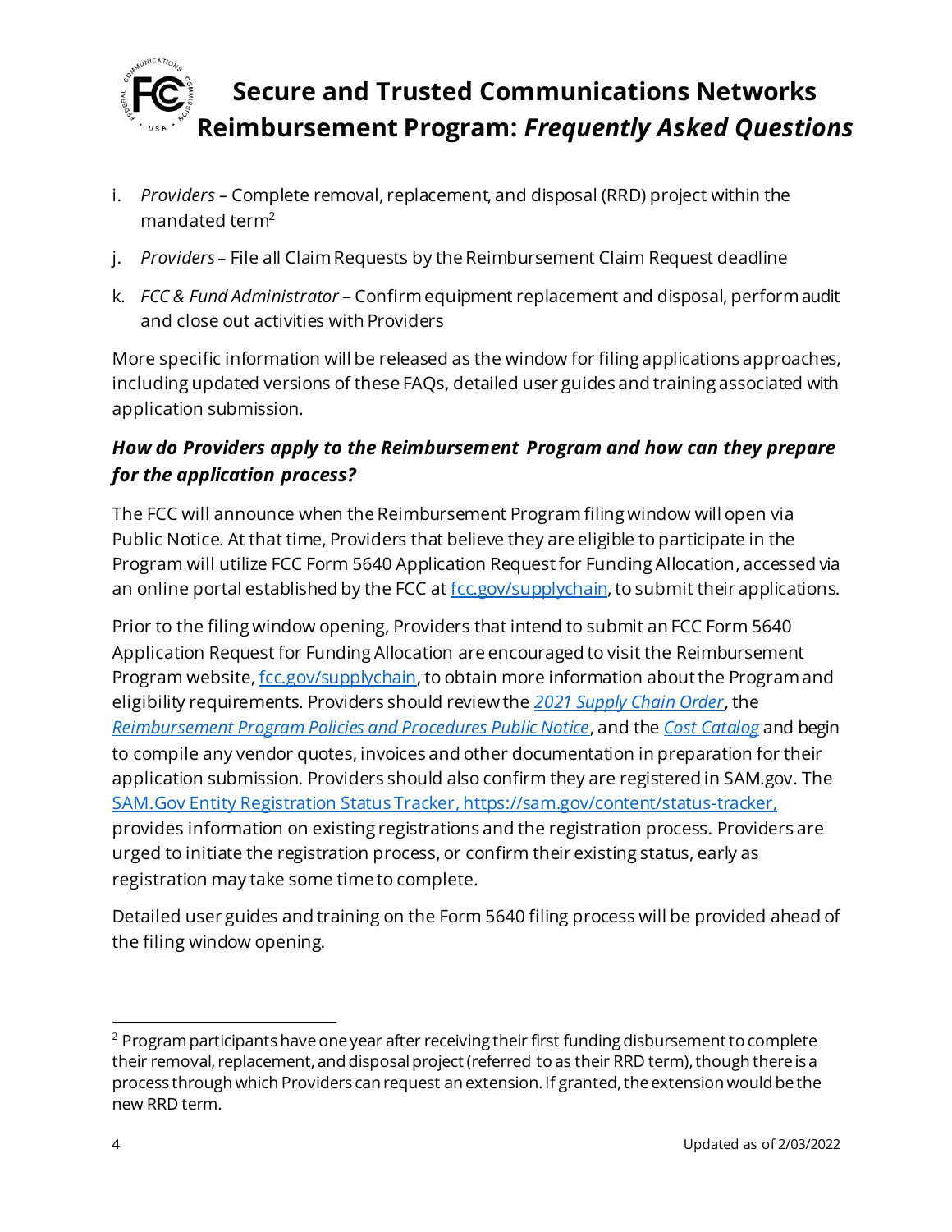i. *Providers* – Complete removal, replacement, and disposal (RRD) project within the mandated term[2]

j. *Providers* – File all Claim Requests by the Reimbursement Claim Request deadline

k. *FCC & Fund Administrator* – Confirm equipment replacement and disposal, perform audit and close out activities with Providers

More specific information will be released as the window for filing applications approaches, including updated versions of these FAQs, detailed user guides and training associated with application submission.

### *How do Providers apply to the Reimbursement Program and how can they prepare for the application process?*

The FCC will announce when the Reimbursement Program filing window will open via Public Notice. At that time, Providers that believe they are eligible to participate in the Program will utilize FCC Form 5640 Application Request for Funding Allocation, accessed via an online portal established by the FCC at [fcc.gov/supplychain](fcc.gov/supplychain), to submit their applications.

Prior to the filing window opening, Providers that intend to submit an FCC Form 5640 Application Request for Funding Allocation are encouraged to visit the Reimbursement Program website, [fcc.gov/supplychain](fcc.gov/supplychain), to obtain more information about the Program and eligibility requirements. Providers should review the *2021 Supply Chain Order*, the *Reimbursement Program Policies and Procedures Public Notice*, and the *Cost Catalog* and begin to compile any vendor quotes, invoices and other documentation in preparation for their application submission. Providers should also confirm they are registered in SAM.gov. The [SAM.Gov Entity Registration Status Tracker, https://sam.gov/content/status-tracker,](https://sam.gov/content/status-tracker) provides information on existing registrations and the registration process. Providers are urged to initiate the registration process, or confirm their existing status, early as registration may take some time to complete.

Detailed user guides and training on the Form 5640 filing process will be provided ahead of the filing window opening.

---

[2] Program participants have one year after receiving their first funding disbursement to complete their removal, replacement, and disposal project (referred to as their RRD term), though there is a process through which Providers can request an extension. If granted, the extension would be the new RRD term.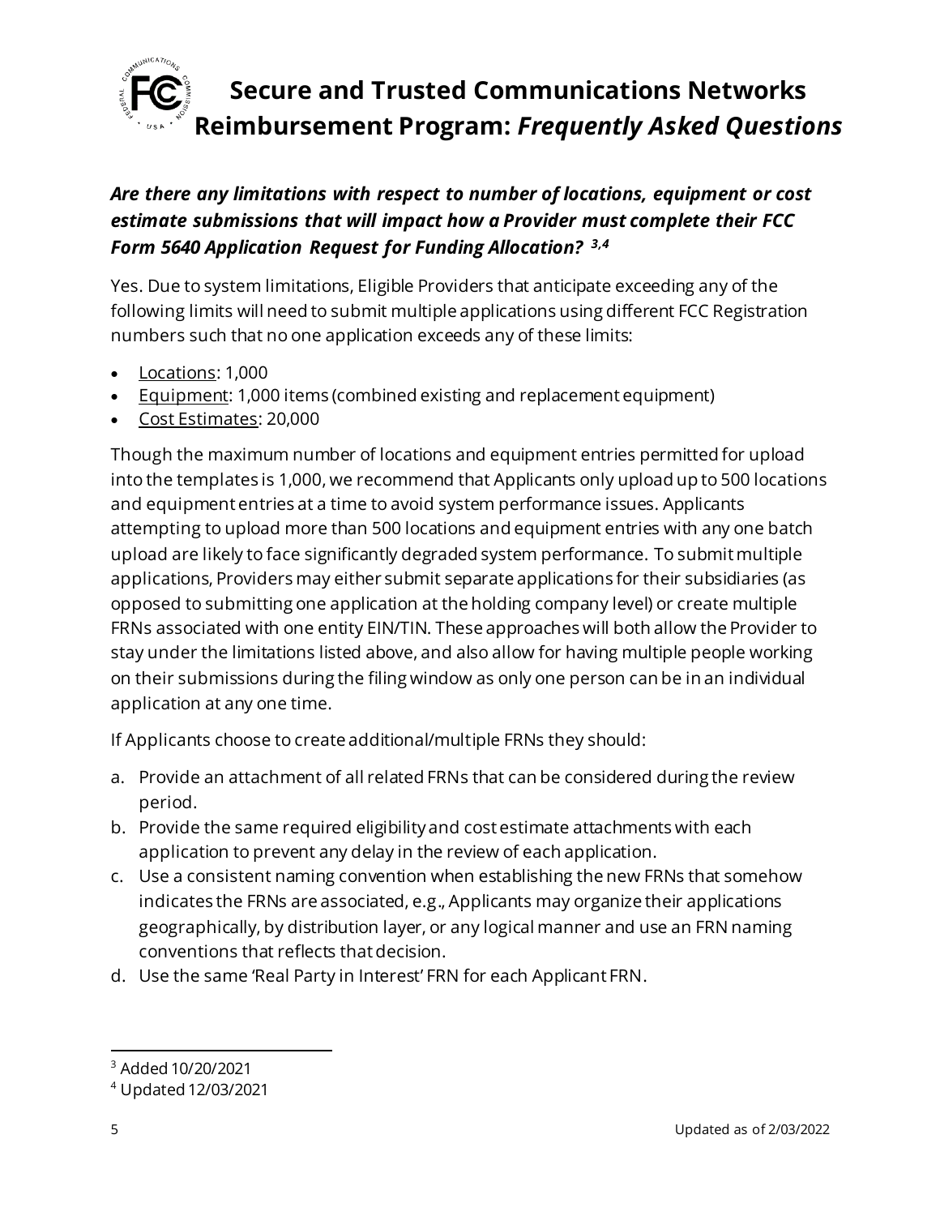### *Are there any limitations with respect to number of locations, equipment or cost estimate submissions that will impact how a Provider must complete their FCC Form 5640 Application Request for Funding Allocation?* [3,4]

Yes. Due to system limitations, Eligible Providers that anticipate exceeding any of the following limits will need to submit multiple applications using different FCC Registration numbers such that no one application exceeds any of these limits:

- Locations: 1,000
- Equipment: 1,000 items (combined existing and replacement equipment)
- Cost Estimates: 20,000

Though the maximum number of locations and equipment entries permitted for upload into the templates is 1,000, we recommend that Applicants only upload up to 500 locations and equipment entries at a time to avoid system performance issues. Applicants attempting to upload more than 500 locations and equipment entries with any one batch upload are likely to face significantly degraded system performance. To submit multiple applications, Providers may either submit separate applications for their subsidiaries (as opposed to submitting one application at the holding company level) or create multiple FRNs associated with one entity EIN/TIN. These approaches will both allow the Provider to stay under the limitations listed above, and also allow for having multiple people working on their submissions during the filing window as only one person can be in an individual application at any one time.

If Applicants choose to create additional/multiple FRNs they should:

a. Provide an attachment of all related FRNs that can be considered during the review period.
b. Provide the same required eligibility and cost estimate attachments with each application to prevent any delay in the review of each application.
c. Use a consistent naming convention when establishing the new FRNs that somehow indicates the FRNs are associated, e.g., Applicants may organize their applications geographically, by distribution layer, or any logical manner and use an FRN naming conventions that reflects that decision.
d. Use the same 'Real Party in Interest' FRN for each Applicant FRN.

---

[3] Added 10/20/2021

[4] Updated 12/03/2021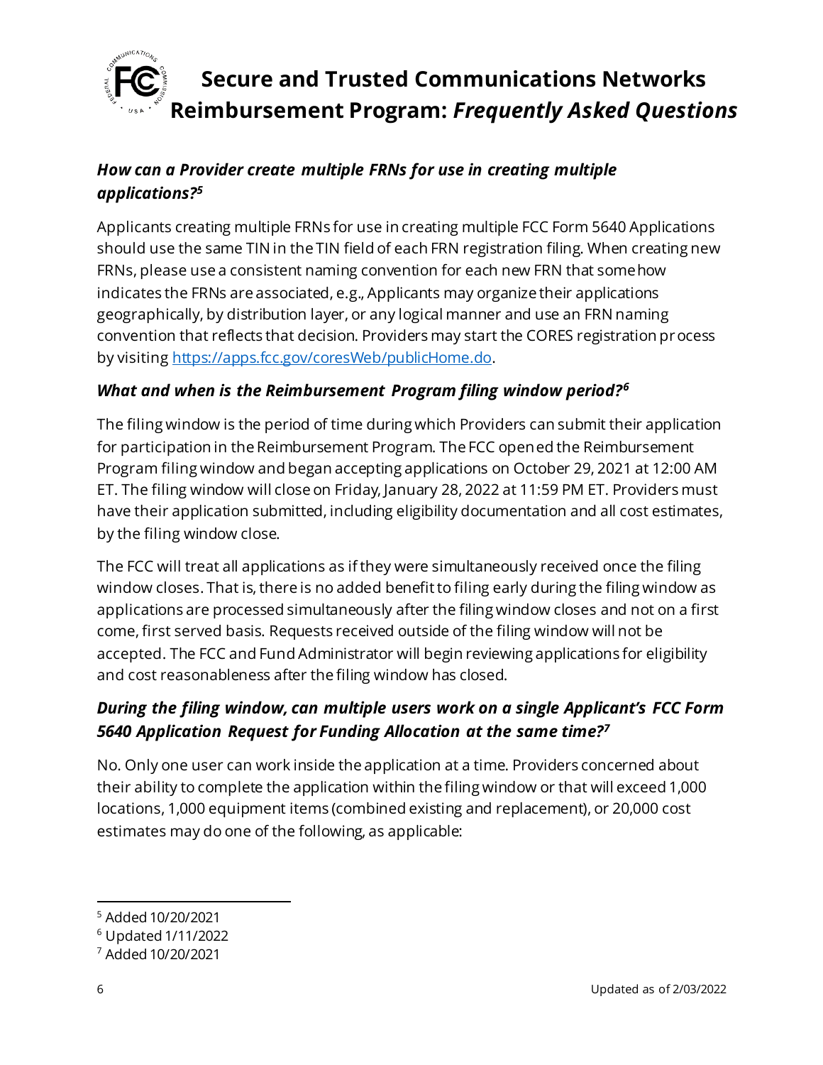### *How can a Provider create multiple FRNs for use in creating multiple applications?*[5]

Applicants creating multiple FRNs for use in creating multiple FCC Form 5640 Applications should use the same TIN in the TIN field of each FRN registration filing. When creating new FRNs, please use a consistent naming convention for each new FRN that somehow indicates the FRNs are associated, e.g., Applicants may organize their applications geographically, by distribution layer, or any logical manner and use an FRN naming convention that reflects that decision. Providers may start the CORES registration process by visiting [https://apps.fcc.gov/coresWeb/publicHome.do](https://apps.fcc.gov/coresWeb/publicHome.do).

### *What and when is the Reimbursement Program filing window period?*[6]

The filing window is the period of time during which Providers can submit their application for participation in the Reimbursement Program. The FCC opened the Reimbursement Program filing window and began accepting applications on October 29, 2021 at 12:00 AM ET. The filing window will close on Friday, January 28, 2022 at 11:59 PM ET. Providers must have their application submitted, including eligibility documentation and all cost estimates, by the filing window close.

The FCC will treat all applications as if they were simultaneously received once the filing window closes. That is, there is no added benefit to filing early during the filing window as applications are processed simultaneously after the filing window closes and not on a first come, first served basis. Requests received outside of the filing window will not be accepted. The FCC and Fund Administrator will begin reviewing applications for eligibility and cost reasonableness after the filing window has closed.

### *During the filing window, can multiple users work on a single Applicant's FCC Form 5640 Application Request for Funding Allocation at the same time?*[7]

No. Only one user can work inside the application at a time. Providers concerned about their ability to complete the application within the filing window or that will exceed 1,000 locations, 1,000 equipment items (combined existing and replacement), or 20,000 cost estimates may do one of the following, as applicable:

---

[5] Added 10/20/2021

[6] Updated 1/11/2022

[7] Added 10/20/2021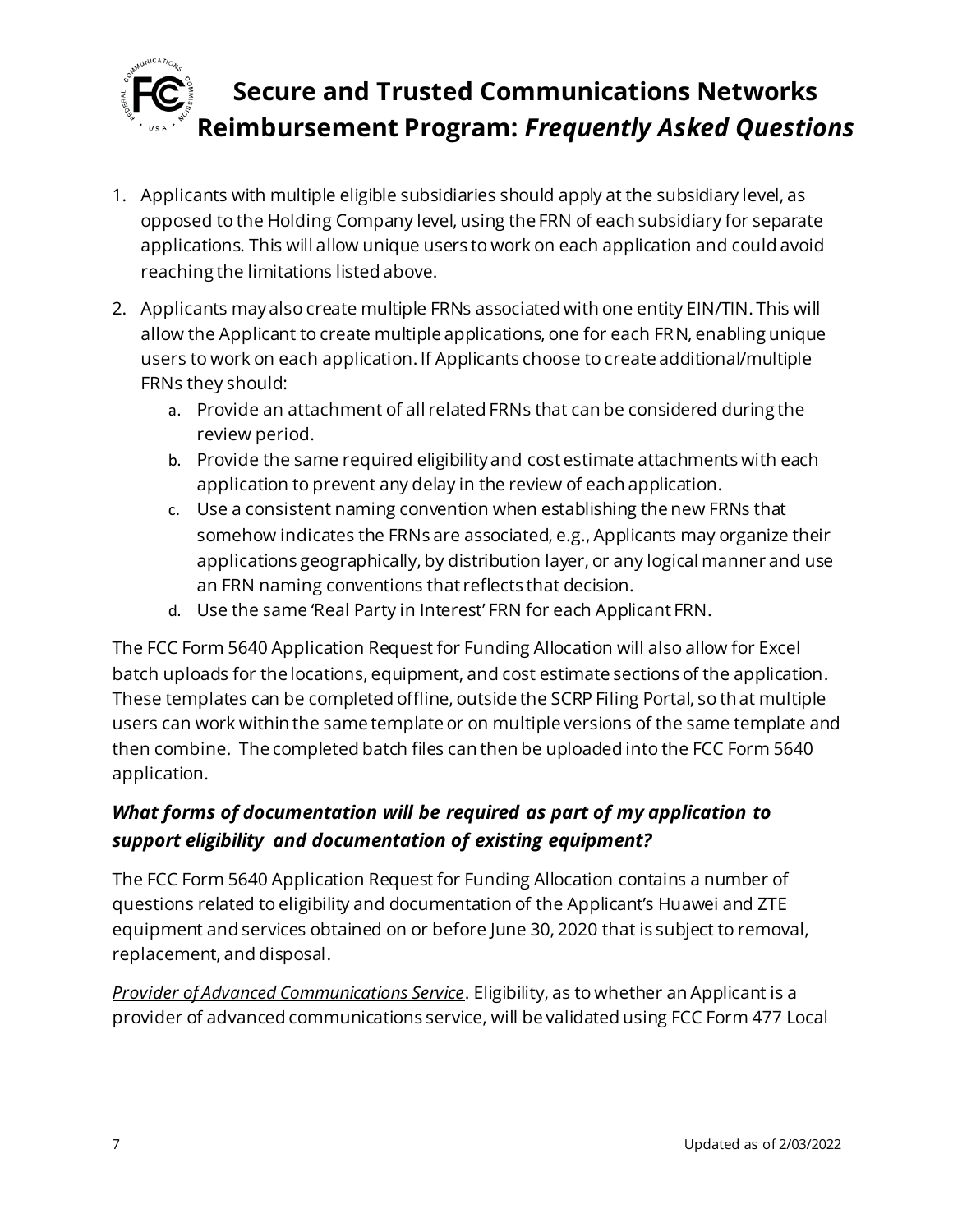1. Applicants with multiple eligible subsidiaries should apply at the subsidiary level, as opposed to the Holding Company level, using the FRN of each subsidiary for separate applications. This will allow unique users to work on each application and could avoid reaching the limitations listed above.
2. Applicants may also create multiple FRNs associated with one entity EIN/TIN. This will allow the Applicant to create multiple applications, one for each FRN, enabling unique users to work on each application. If Applicants choose to create additional/multiple FRNs they should:
   a. Provide an attachment of all related FRNs that can be considered during the review period.
   b. Provide the same required eligibility and cost estimate attachments with each application to prevent any delay in the review of each application.
   c. Use a consistent naming convention when establishing the new FRNs that somehow indicates the FRNs are associated, e.g., Applicants may organize their applications geographically, by distribution layer, or any logical manner and use an FRN naming conventions that reflects that decision.
   d. Use the same 'Real Party in Interest' FRN for each Applicant FRN.

The FCC Form 5640 Application Request for Funding Allocation will also allow for Excel batch uploads for the locations, equipment, and cost estimate sections of the application. These templates can be completed offline, outside the SCRP Filing Portal, so that multiple users can work within the same template or on multiple versions of the same template and then combine. The completed batch files can then be uploaded into the FCC Form 5640 application.

### *What forms of documentation will be required as part of my application to support eligibility and documentation of existing equipment?*

The FCC Form 5640 Application Request for Funding Allocation contains a number of questions related to eligibility and documentation of the Applicant's Huawei and ZTE equipment and services obtained on or before June 30, 2020 that is subject to removal, replacement, and disposal.

*Provider of Advanced Communications Service*. Eligibility, as to whether an Applicant is a provider of advanced communications service, will be validated using FCC Form 477 Local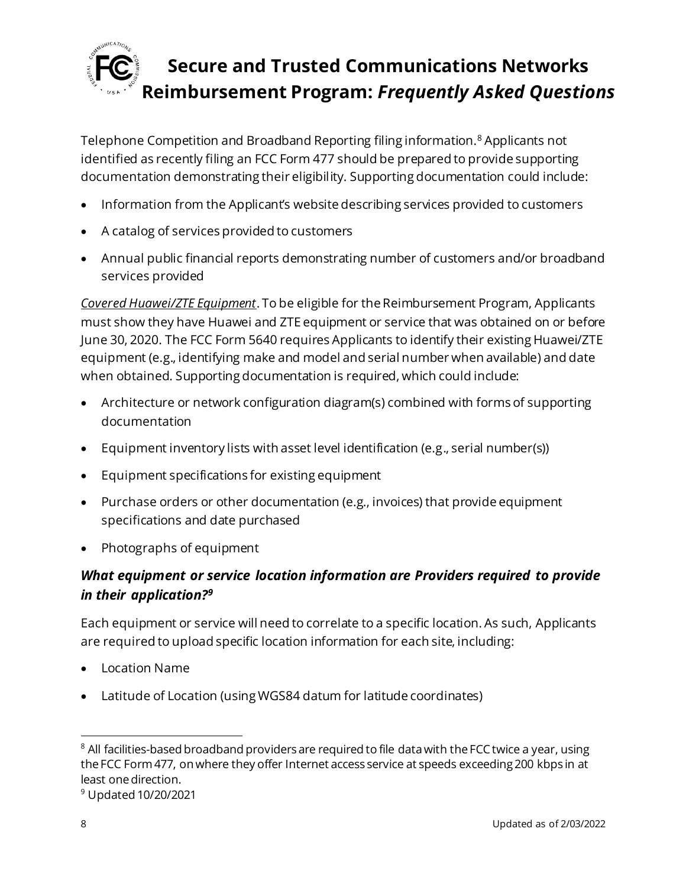Telephone Competition and Broadband Reporting filing information.[8] Applicants not identified as recently filing an FCC Form 477 should be prepared to provide supporting documentation demonstrating their eligibility. Supporting documentation could include:

- Information from the Applicant's website describing services provided to customers
- A catalog of services provided to customers
- Annual public financial reports demonstrating number of customers and/or broadband services provided

*Covered Huawei/ZTE Equipment*. To be eligible for the Reimbursement Program, Applicants must show they have Huawei and ZTE equipment or service that was obtained on or before June 30, 2020. The FCC Form 5640 requires Applicants to identify their existing Huawei/ZTE equipment (e.g., identifying make and model and serial number when available) and date when obtained. Supporting documentation is required, which could include:

- Architecture or network configuration diagram(s) combined with forms of supporting documentation
- Equipment inventory lists with asset level identification (e.g., serial number(s))
- Equipment specifications for existing equipment
- Purchase orders or other documentation (e.g., invoices) that provide equipment specifications and date purchased
- Photographs of equipment

### *What equipment or service location information are Providers required to provide in their application?[9]*

Each equipment or service will need to correlate to a specific location. As such, Applicants are required to upload specific location information for each site, including:

- Location Name
- Latitude of Location (using WGS84 datum for latitude coordinates)

---

[8] All facilities-based broadband providers are required to file data with the FCC twice a year, using the FCC Form 477, on where they offer Internet access service at speeds exceeding 200 kbps in at least one direction.

[9] Updated 10/20/2021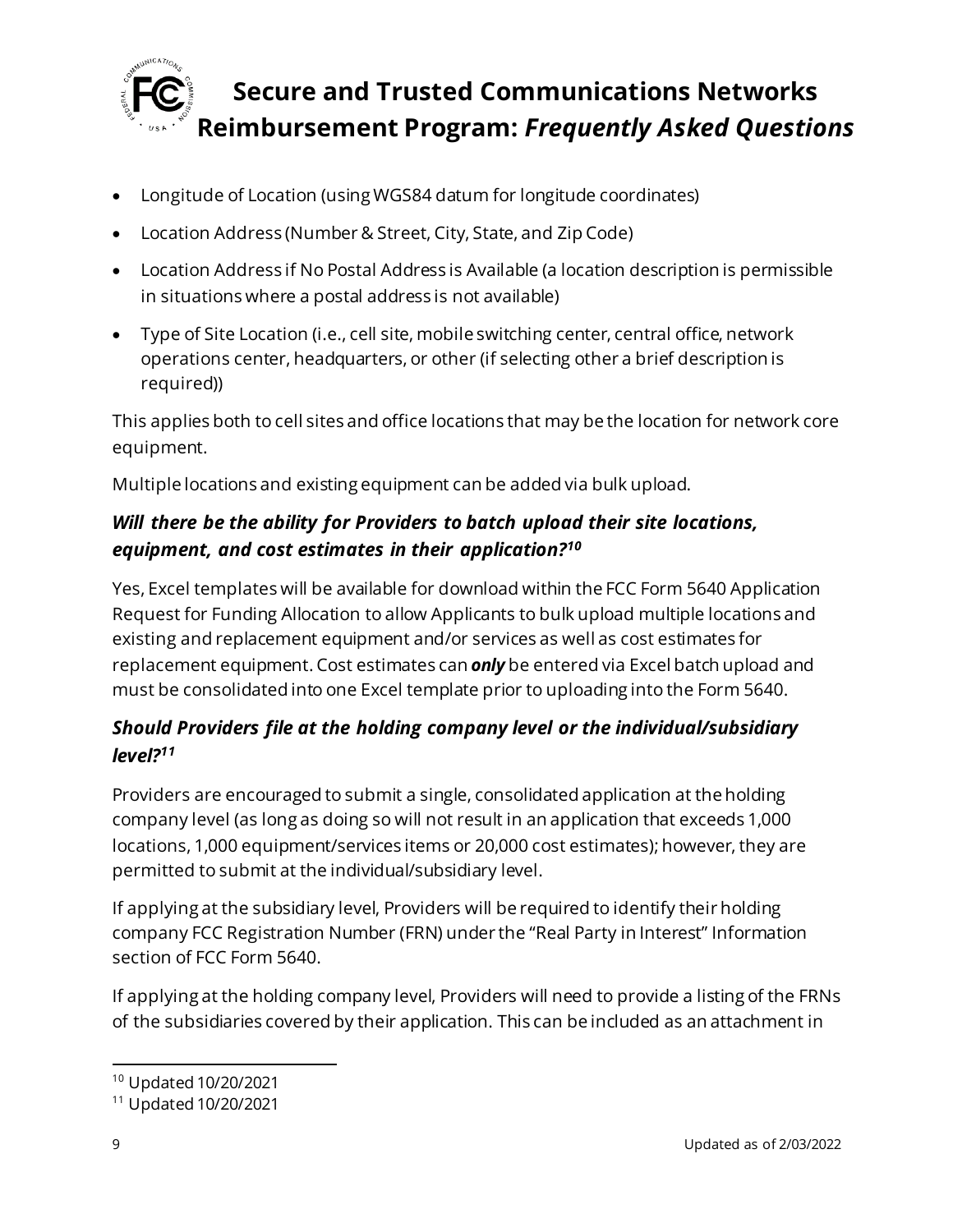- Longitude of Location (using WGS84 datum for longitude coordinates)
- Location Address (Number & Street, City, State, and Zip Code)
- Location Address if No Postal Address is Available (a location description is permissible in situations where a postal address is not available)
- Type of Site Location (i.e., cell site, mobile switching center, central office, network operations center, headquarters, or other (if selecting other a brief description is required))

This applies both to cell sites and office locations that may be the location for network core equipment.

Multiple locations and existing equipment can be added via bulk upload.

### *Will there be the ability for Providers to batch upload their site locations, equipment, and cost estimates in their application?*[10]

Yes, Excel templates will be available for download within the FCC Form 5640 Application Request for Funding Allocation to allow Applicants to bulk upload multiple locations and existing and replacement equipment and/or services as well as cost estimates for replacement equipment. Cost estimates can ***only*** be entered via Excel batch upload and must be consolidated into one Excel template prior to uploading into the Form 5640.

### *Should Providers file at the holding company level or the individual/subsidiary level?*[11]

Providers are encouraged to submit a single, consolidated application at the holding company level (as long as doing so will not result in an application that exceeds 1,000 locations, 1,000 equipment/services items or 20,000 cost estimates); however, they are permitted to submit at the individual/subsidiary level.

If applying at the subsidiary level, Providers will be required to identify their holding company FCC Registration Number (FRN) under the "Real Party in Interest" Information section of FCC Form 5640.

If applying at the holding company level, Providers will need to provide a listing of the FRNs of the subsidiaries covered by their application. This can be included as an attachment in

---

[10] Updated 10/20/2021

[11] Updated 10/20/2021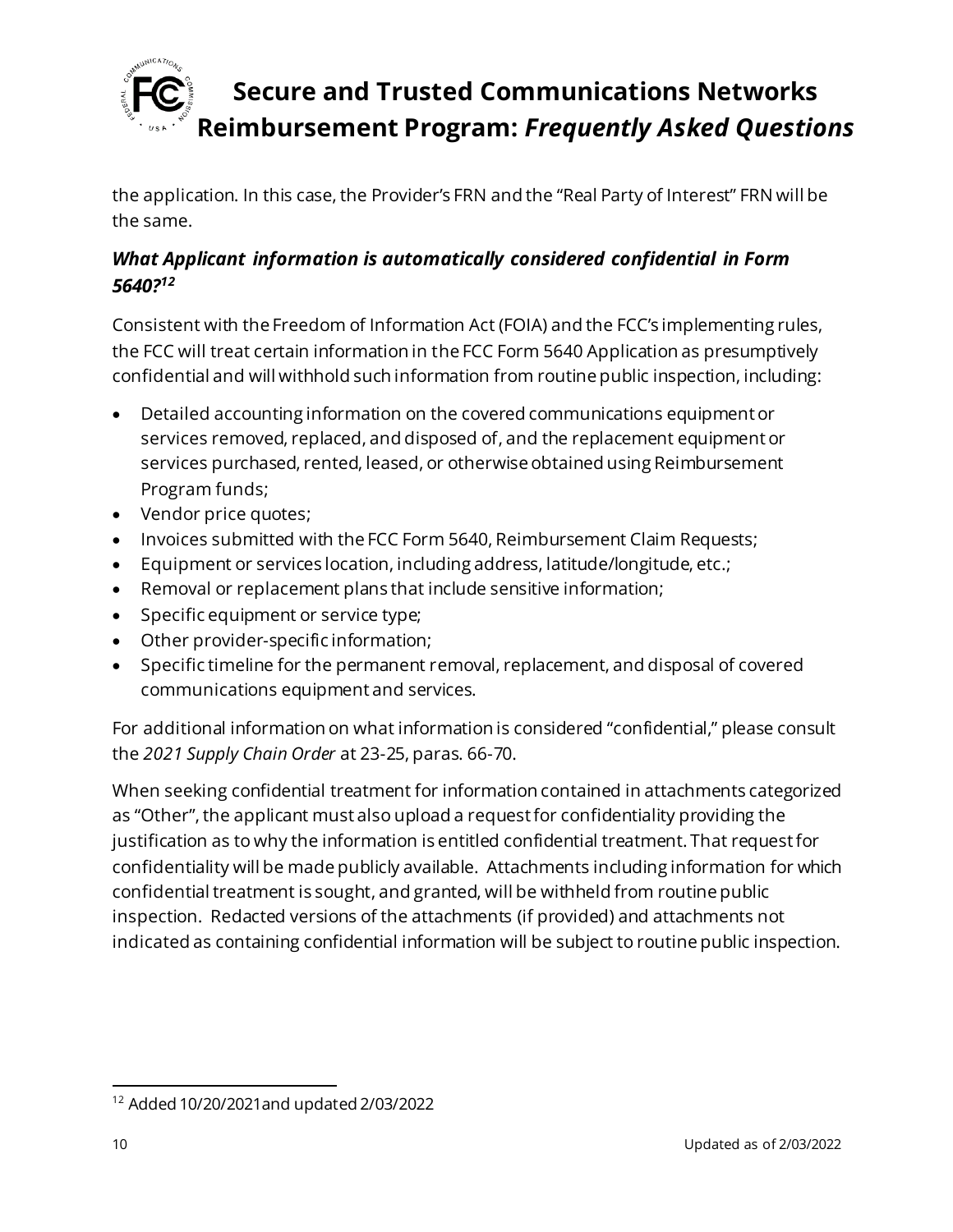the application. In this case, the Provider's FRN and the "Real Party of Interest" FRN will be the same.

### *What Applicant information is automatically considered confidential in Form 5640?*[12]

Consistent with the Freedom of Information Act (FOIA) and the FCC's implementing rules, the FCC will treat certain information in the FCC Form 5640 Application as presumptively confidential and will withhold such information from routine public inspection, including:

- Detailed accounting information on the covered communications equipment or services removed, replaced, and disposed of, and the replacement equipment or services purchased, rented, leased, or otherwise obtained using Reimbursement Program funds;
- Vendor price quotes;
- Invoices submitted with the FCC Form 5640, Reimbursement Claim Requests;
- Equipment or services location, including address, latitude/longitude, etc.;
- Removal or replacement plans that include sensitive information;
- Specific equipment or service type;
- Other provider-specific information;
- Specific timeline for the permanent removal, replacement, and disposal of covered communications equipment and services.

For additional information on what information is considered "confidential," please consult the *2021 Supply Chain Order* at 23-25, paras. 66-70.

When seeking confidential treatment for information contained in attachments categorized as "Other", the applicant must also upload a request for confidentiality providing the justification as to why the information is entitled confidential treatment. That request for confidentiality will be made publicly available. Attachments including information for which confidential treatment is sought, and granted, will be withheld from routine public inspection. Redacted versions of the attachments (if provided) and attachments not indicated as containing confidential information will be subject to routine public inspection.

---

[12] Added 10/20/2021 and updated 2/03/2022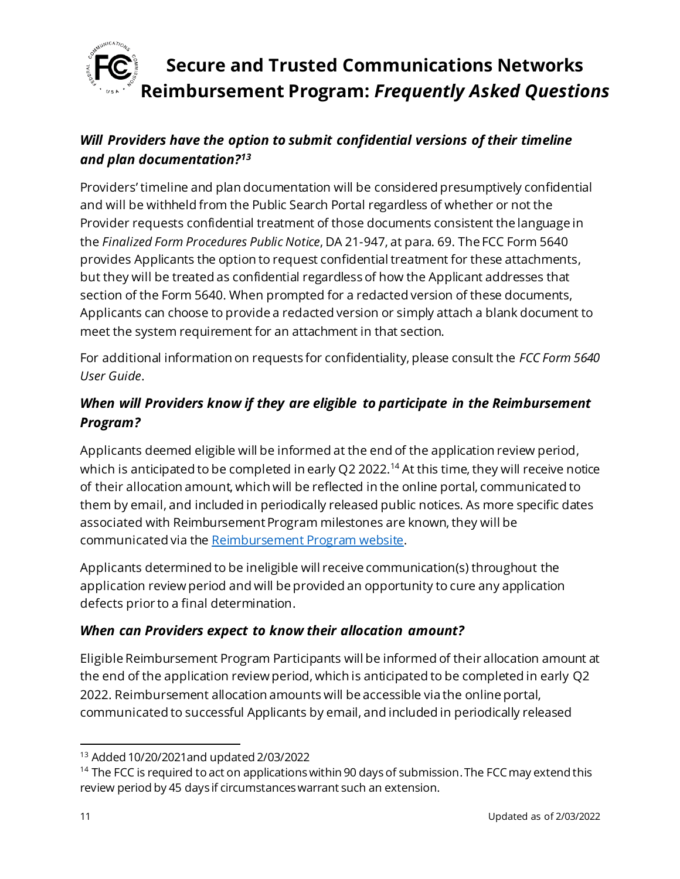### *Will Providers have the option to submit confidential versions of their timeline and plan documentation?*[13]

Providers' timeline and plan documentation will be considered presumptively confidential and will be withheld from the Public Search Portal regardless of whether or not the Provider requests confidential treatment of those documents consistent the language in the *Finalized Form Procedures Public Notice*, DA 21-947, at para. 69. The FCC Form 5640 provides Applicants the option to request confidential treatment for these attachments, but they will be treated as confidential regardless of how the Applicant addresses that section of the Form 5640. When prompted for a redacted version of these documents, Applicants can choose to provide a redacted version or simply attach a blank document to meet the system requirement for an attachment in that section.

For additional information on requests for confidentiality, please consult the *FCC Form 5640 User Guide*.

### *When will Providers know if they are eligible to participate in the Reimbursement Program?*

Applicants deemed eligible will be informed at the end of the application review period, which is anticipated to be completed in early Q2 2022.[14] At this time, they will receive notice of their allocation amount, which will be reflected in the online portal, communicated to them by email, and included in periodically released public notices. As more specific dates associated with Reimbursement Program milestones are known, they will be communicated via the Reimbursement Program website.

Applicants determined to be ineligible will receive communication(s) throughout the application review period and will be provided an opportunity to cure any application defects prior to a final determination.

### *When can Providers expect to know their allocation amount?*

Eligible Reimbursement Program Participants will be informed of their allocation amount at the end of the application review period, which is anticipated to be completed in early Q2 2022. Reimbursement allocation amounts will be accessible via the online portal, communicated to successful Applicants by email, and included in periodically released

---

[13] Added 10/20/2021 and updated 2/03/2022

[14] The FCC is required to act on applications within 90 days of submission. The FCC may extend this review period by 45 days if circumstances warrant such an extension.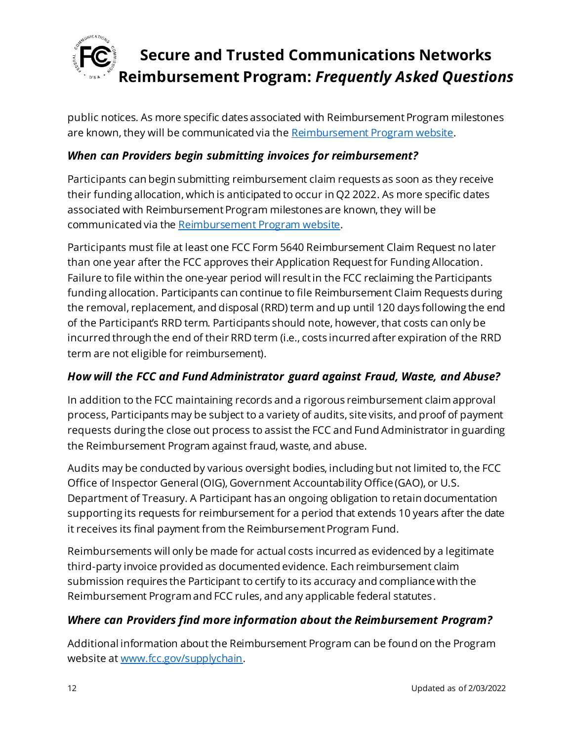public notices. As more specific dates associated with Reimbursement Program milestones are known, they will be communicated via the [Reimbursement Program website](https://www.fcc.gov/supplychain).

### *When can Providers begin submitting invoices for reimbursement?*

Participants can begin submitting reimbursement claim requests as soon as they receive their funding allocation, which is anticipated to occur in Q2 2022. As more specific dates associated with Reimbursement Program milestones are known, they will be communicated via the [Reimbursement Program website](https://www.fcc.gov/supplychain).

Participants must file at least one FCC Form 5640 Reimbursement Claim Request no later than one year after the FCC approves their Application Request for Funding Allocation. Failure to file within the one-year period will result in the FCC reclaiming the Participants funding allocation. Participants can continue to file Reimbursement Claim Requests during the removal, replacement, and disposal (RRD) term and up until 120 days following the end of the Participant's RRD term. Participants should note, however, that costs can only be incurred through the end of their RRD term (i.e., costs incurred after expiration of the RRD term are not eligible for reimbursement).

### *How will the FCC and Fund Administrator guard against Fraud, Waste, and Abuse?*

In addition to the FCC maintaining records and a rigorous reimbursement claim approval process, Participants may be subject to a variety of audits, site visits, and proof of payment requests during the close out process to assist the FCC and Fund Administrator in guarding the Reimbursement Program against fraud, waste, and abuse.

Audits may be conducted by various oversight bodies, including but not limited to, the FCC Office of Inspector General (OIG), Government Accountability Office (GAO), or U.S. Department of Treasury. A Participant has an ongoing obligation to retain documentation supporting its requests for reimbursement for a period that extends 10 years after the date it receives its final payment from the Reimbursement Program Fund.

Reimbursements will only be made for actual costs incurred as evidenced by a legitimate third-party invoice provided as documented evidence. Each reimbursement claim submission requires the Participant to certify to its accuracy and compliance with the Reimbursement Program and FCC rules, and any applicable federal statutes.

### *Where can Providers find more information about the Reimbursement Program?*

Additional information about the Reimbursement Program can be found on the Program website at [www.fcc.gov/supplychain](https://www.fcc.gov/supplychain).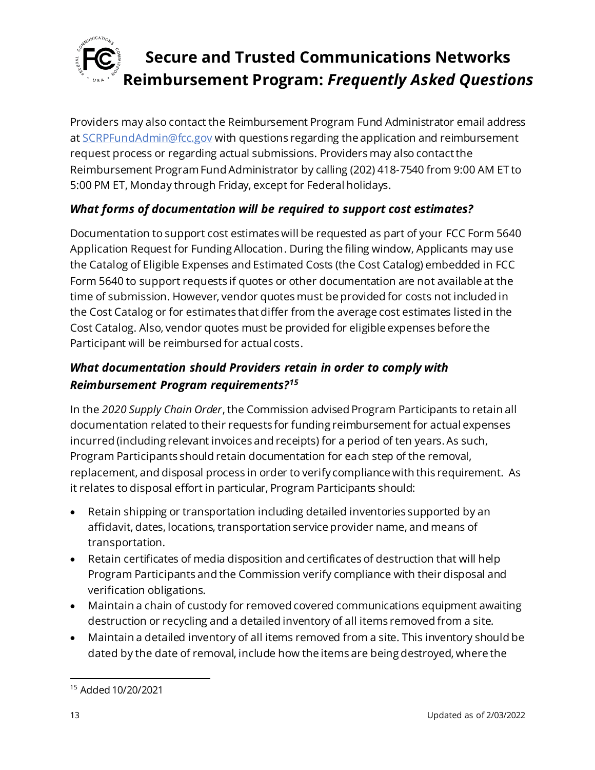Providers may also contact the Reimbursement Program Fund Administrator email address at SCRPFundAdmin@fcc.gov with questions regarding the application and reimbursement request process or regarding actual submissions. Providers may also contact the Reimbursement Program Fund Administrator by calling (202) 418-7540 from 9:00 AM ET to 5:00 PM ET, Monday through Friday, except for Federal holidays.

### *What forms of documentation will be required to support cost estimates?*

Documentation to support cost estimates will be requested as part of your FCC Form 5640 Application Request for Funding Allocation. During the filing window, Applicants may use the Catalog of Eligible Expenses and Estimated Costs (the Cost Catalog) embedded in FCC Form 5640 to support requests if quotes or other documentation are not available at the time of submission. However, vendor quotes must be provided for costs not included in the Cost Catalog or for estimates that differ from the average cost estimates listed in the Cost Catalog. Also, vendor quotes must be provided for eligible expenses before the Participant will be reimbursed for actual costs.

### *What documentation should Providers retain in order to comply with Reimbursement Program requirements?*[15]

In the *2020 Supply Chain Order*, the Commission advised Program Participants to retain all documentation related to their requests for funding reimbursement for actual expenses incurred (including relevant invoices and receipts) for a period of ten years. As such, Program Participants should retain documentation for each step of the removal, replacement, and disposal process in order to verify compliance with this requirement. As it relates to disposal effort in particular, Program Participants should:

- Retain shipping or transportation including detailed inventories supported by an affidavit, dates, locations, transportation service provider name, and means of transportation.
- Retain certificates of media disposition and certificates of destruction that will help Program Participants and the Commission verify compliance with their disposal and verification obligations.
- Maintain a chain of custody for removed covered communications equipment awaiting destruction or recycling and a detailed inventory of all items removed from a site.
- Maintain a detailed inventory of all items removed from a site. This inventory should be dated by the date of removal, include how the items are being destroyed, where the

[15] Added 10/20/2021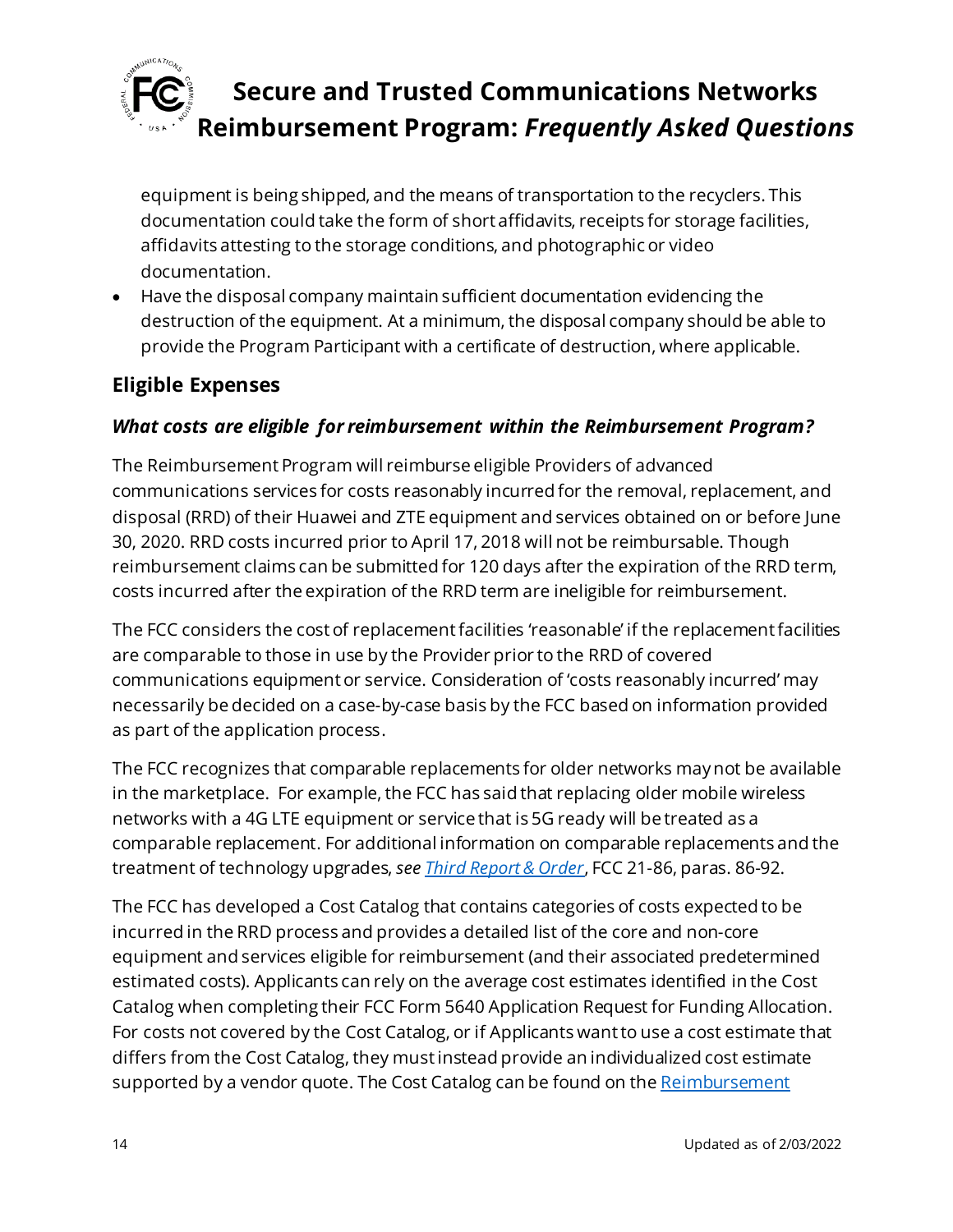equipment is being shipped, and the means of transportation to the recyclers. This documentation could take the form of short affidavits, receipts for storage facilities, affidavits attesting to the storage conditions, and photographic or video documentation.

- Have the disposal company maintain sufficient documentation evidencing the destruction of the equipment. At a minimum, the disposal company should be able to provide the Program Participant with a certificate of destruction, where applicable.

## Eligible Expenses

### *What costs are eligible for reimbursement within the Reimbursement Program?*

The Reimbursement Program will reimburse eligible Providers of advanced communications services for costs reasonably incurred for the removal, replacement, and disposal (RRD) of their Huawei and ZTE equipment and services obtained on or before June 30, 2020. RRD costs incurred prior to April 17, 2018 will not be reimbursable. Though reimbursement claims can be submitted for 120 days after the expiration of the RRD term, costs incurred after the expiration of the RRD term are ineligible for reimbursement.

The FCC considers the cost of replacement facilities 'reasonable' if the replacement facilities are comparable to those in use by the Provider prior to the RRD of covered communications equipment or service. Consideration of 'costs reasonably incurred' may necessarily be decided on a case-by-case basis by the FCC based on information provided as part of the application process.

The FCC recognizes that comparable replacements for older networks may not be available in the marketplace. For example, the FCC has said that replacing older mobile wireless networks with a 4G LTE equipment or service that is 5G ready will be treated as a comparable replacement. For additional information on comparable replacements and the treatment of technology upgrades, *see* *Third Report & Order*, FCC 21-86, paras. 86-92.

The FCC has developed a Cost Catalog that contains categories of costs expected to be incurred in the RRD process and provides a detailed list of the core and non-core equipment and services eligible for reimbursement (and their associated predetermined estimated costs). Applicants can rely on the average cost estimates identified in the Cost Catalog when completing their FCC Form 5640 Application Request for Funding Allocation. For costs not covered by the Cost Catalog, or if Applicants want to use a cost estimate that differs from the Cost Catalog, they must instead provide an individualized cost estimate supported by a vendor quote. The Cost Catalog can be found on the Reimbursement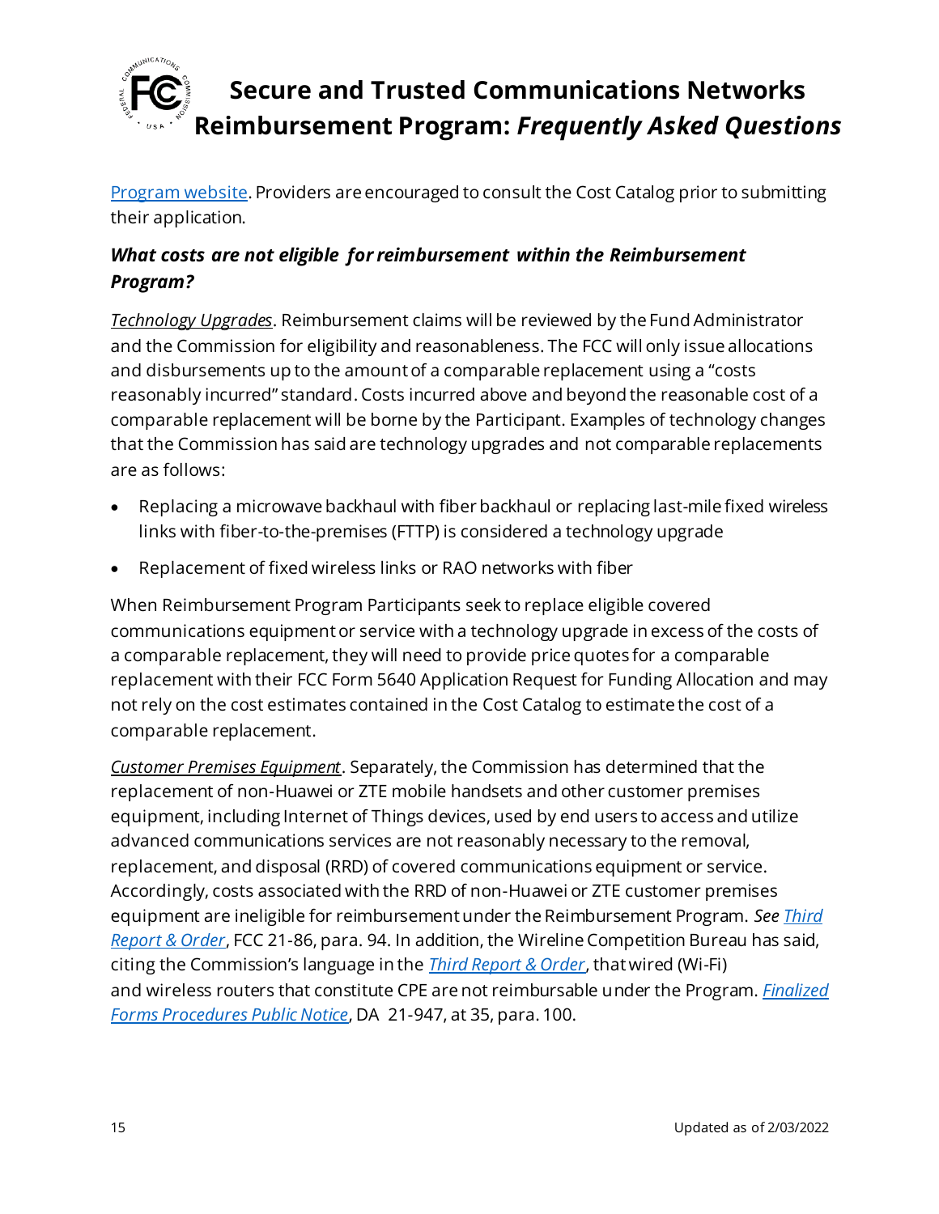Program website. Providers are encouraged to consult the Cost Catalog prior to submitting their application.

### *What costs are not eligible for reimbursement within the Reimbursement Program?*

*Technology Upgrades*. Reimbursement claims will be reviewed by the Fund Administrator and the Commission for eligibility and reasonableness. The FCC will only issue allocations and disbursements up to the amount of a comparable replacement using a "costs reasonably incurred" standard. Costs incurred above and beyond the reasonable cost of a comparable replacement will be borne by the Participant. Examples of technology changes that the Commission has said are technology upgrades and not comparable replacements are as follows:

- Replacing a microwave backhaul with fiber backhaul or replacing last-mile fixed wireless links with fiber-to-the-premises (FTTP) is considered a technology upgrade
- Replacement of fixed wireless links or RAO networks with fiber

When Reimbursement Program Participants seek to replace eligible covered communications equipment or service with a technology upgrade in excess of the costs of a comparable replacement, they will need to provide price quotes for a comparable replacement with their FCC Form 5640 Application Request for Funding Allocation and may not rely on the cost estimates contained in the Cost Catalog to estimate the cost of a comparable replacement.

*Customer Premises Equipment*. Separately, the Commission has determined that the replacement of non-Huawei or ZTE mobile handsets and other customer premises equipment, including Internet of Things devices, used by end users to access and utilize advanced communications services are not reasonably necessary to the removal, replacement, and disposal (RRD) of covered communications equipment or service. Accordingly, costs associated with the RRD of non-Huawei or ZTE customer premises equipment are ineligible for reimbursement under the Reimbursement Program. *See* *Third Report & Order*, FCC 21-86, para. 94. In addition, the Wireline Competition Bureau has said, citing the Commission's language in the *Third Report & Order*, that wired (Wi-Fi) and wireless routers that constitute CPE are not reimbursable under the Program. *Finalized Forms Procedures Public Notice*, DA 21-947, at 35, para. 100.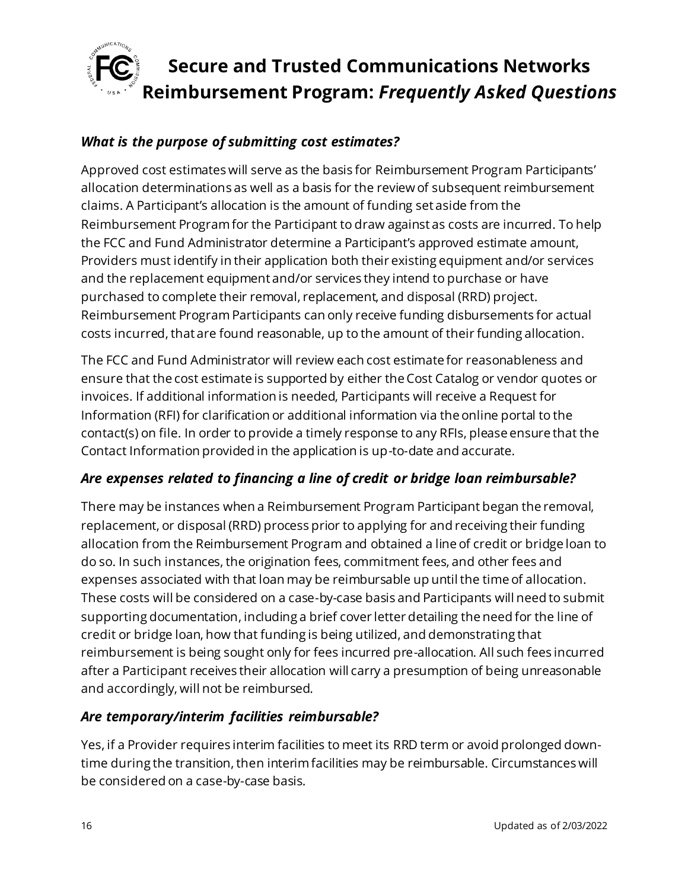### *What is the purpose of submitting cost estimates?*

Approved cost estimates will serve as the basis for Reimbursement Program Participants' allocation determinations as well as a basis for the review of subsequent reimbursement claims. A Participant's allocation is the amount of funding set aside from the Reimbursement Program for the Participant to draw against as costs are incurred. To help the FCC and Fund Administrator determine a Participant's approved estimate amount, Providers must identify in their application both their existing equipment and/or services and the replacement equipment and/or services they intend to purchase or have purchased to complete their removal, replacement, and disposal (RRD) project. Reimbursement Program Participants can only receive funding disbursements for actual costs incurred, that are found reasonable, up to the amount of their funding allocation.

The FCC and Fund Administrator will review each cost estimate for reasonableness and ensure that the cost estimate is supported by either the Cost Catalog or vendor quotes or invoices. If additional information is needed, Participants will receive a Request for Information (RFI) for clarification or additional information via the online portal to the contact(s) on file. In order to provide a timely response to any RFIs, please ensure that the Contact Information provided in the application is up-to-date and accurate.

### *Are expenses related to financing a line of credit or bridge loan reimbursable?*

There may be instances when a Reimbursement Program Participant began the removal, replacement, or disposal (RRD) process prior to applying for and receiving their funding allocation from the Reimbursement Program and obtained a line of credit or bridge loan to do so. In such instances, the origination fees, commitment fees, and other fees and expenses associated with that loan may be reimbursable up until the time of allocation. These costs will be considered on a case-by-case basis and Participants will need to submit supporting documentation, including a brief cover letter detailing the need for the line of credit or bridge loan, how that funding is being utilized, and demonstrating that reimbursement is being sought only for fees incurred pre-allocation. All such fees incurred after a Participant receives their allocation will carry a presumption of being unreasonable and accordingly, will not be reimbursed.

### *Are temporary/interim facilities reimbursable?*

Yes, if a Provider requires interim facilities to meet its RRD term or avoid prolonged down-time during the transition, then interim facilities may be reimbursable. Circumstances will be considered on a case-by-case basis.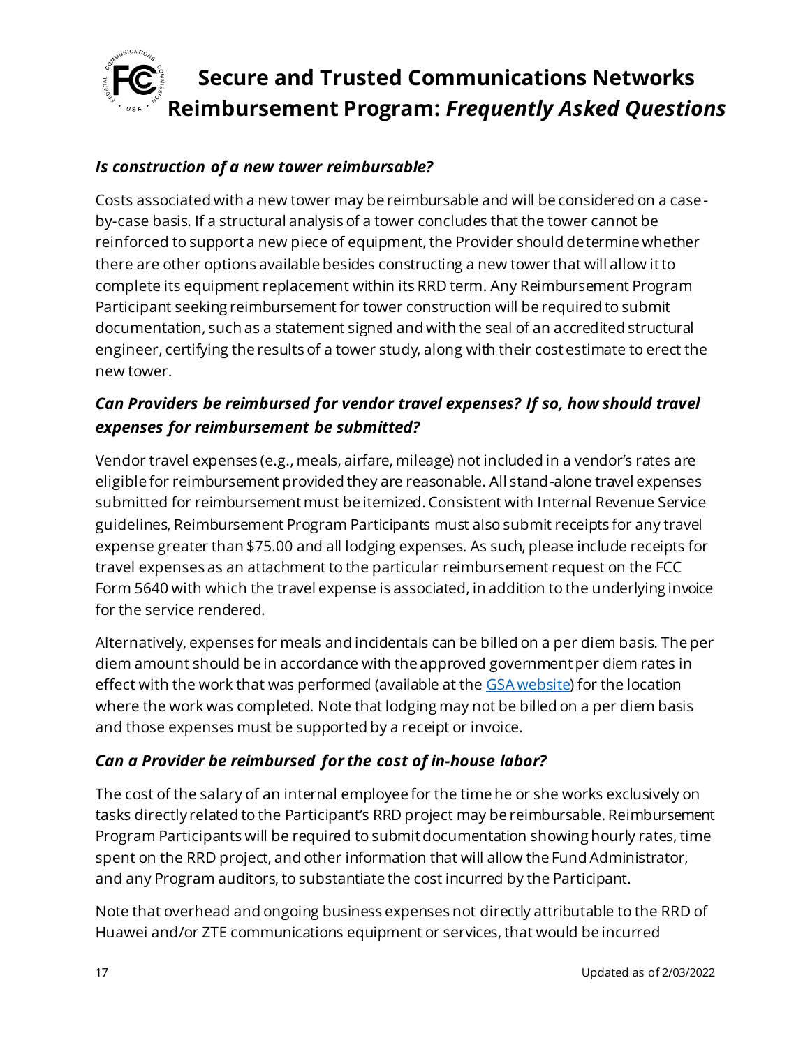### *Is construction of a new tower reimbursable?*

Costs associated with a new tower may be reimbursable and will be considered on a case-by-case basis. If a structural analysis of a tower concludes that the tower cannot be reinforced to support a new piece of equipment, the Provider should determine whether there are other options available besides constructing a new tower that will allow it to complete its equipment replacement within its RRD term. Any Reimbursement Program Participant seeking reimbursement for tower construction will be required to submit documentation, such as a statement signed and with the seal of an accredited structural engineer, certifying the results of a tower study, along with their cost estimate to erect the new tower.

### *Can Providers be reimbursed for vendor travel expenses? If so, how should travel expenses for reimbursement be submitted?*

Vendor travel expenses (e.g., meals, airfare, mileage) not included in a vendor's rates are eligible for reimbursement provided they are reasonable. All stand-alone travel expenses submitted for reimbursement must be itemized. Consistent with Internal Revenue Service guidelines, Reimbursement Program Participants must also submit receipts for any travel expense greater than $75.00 and all lodging expenses. As such, please include receipts for travel expenses as an attachment to the particular reimbursement request on the FCC Form 5640 with which the travel expense is associated, in addition to the underlying invoice for the service rendered.

Alternatively, expenses for meals and incidentals can be billed on a per diem basis. The per diem amount should be in accordance with the approved government per diem rates in effect with the work that was performed (available at the [GSA website](GSA website)) for the location where the work was completed. Note that lodging may not be billed on a per diem basis and those expenses must be supported by a receipt or invoice.

### *Can a Provider be reimbursed for the cost of in-house labor?*

The cost of the salary of an internal employee for the time he or she works exclusively on tasks directly related to the Participant's RRD project may be reimbursable. Reimbursement Program Participants will be required to submit documentation showing hourly rates, time spent on the RRD project, and other information that will allow the Fund Administrator, and any Program auditors, to substantiate the cost incurred by the Participant.

Note that overhead and ongoing business expenses not directly attributable to the RRD of Huawei and/or ZTE communications equipment or services, that would be incurred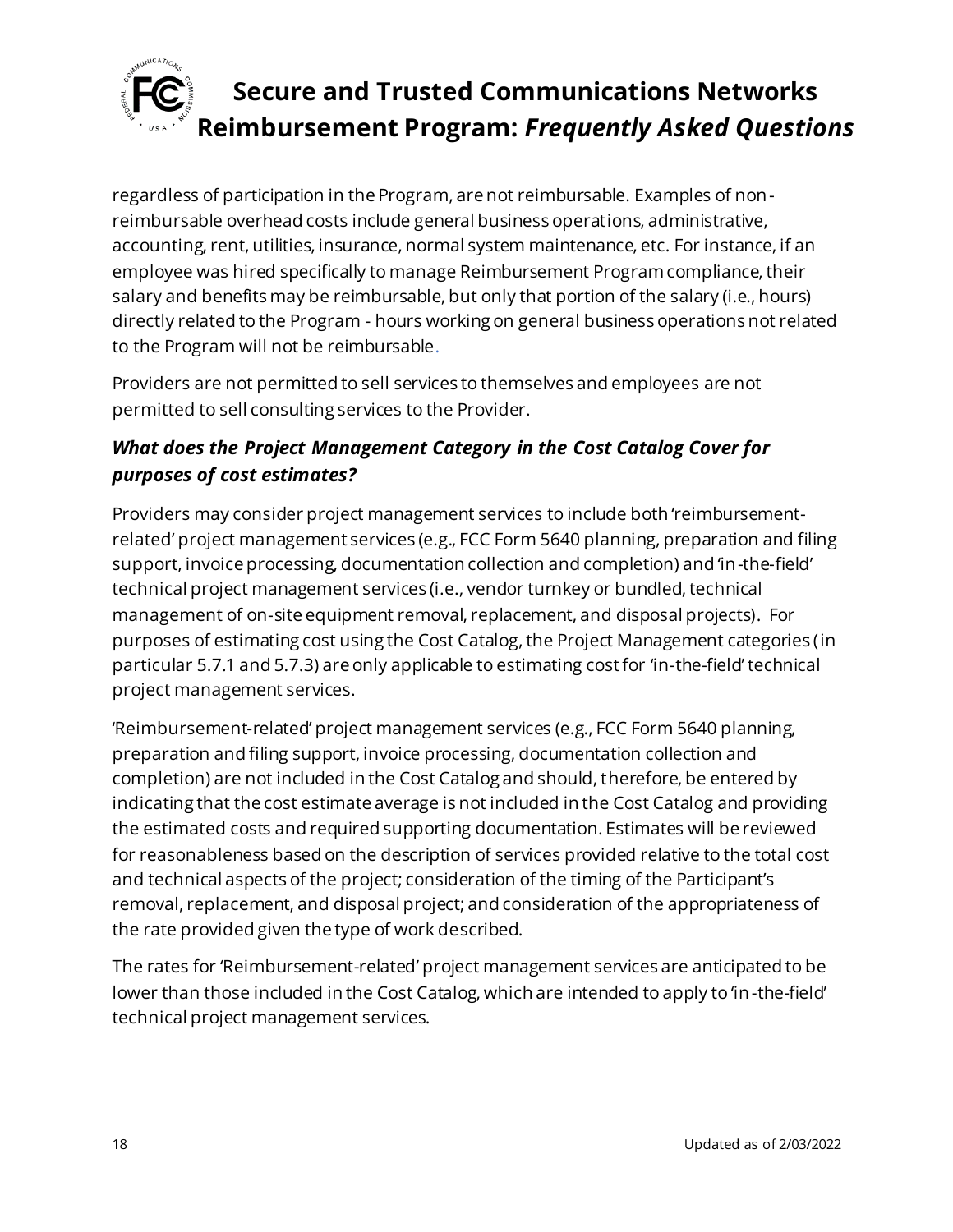regardless of participation in the Program, are not reimbursable. Examples of non-reimbursable overhead costs include general business operations, administrative, accounting, rent, utilities, insurance, normal system maintenance, etc. For instance, if an employee was hired specifically to manage Reimbursement Program compliance, their salary and benefits may be reimbursable, but only that portion of the salary (i.e., hours) directly related to the Program - hours working on general business operations not related to the Program will not be reimbursable.

Providers are not permitted to sell services to themselves and employees are not permitted to sell consulting services to the Provider.

### *What does the Project Management Category in the Cost Catalog Cover for purposes of cost estimates?*

Providers may consider project management services to include both 'reimbursement-related' project management services (e.g., FCC Form 5640 planning, preparation and filing support, invoice processing, documentation collection and completion) and 'in-the-field' technical project management services (i.e., vendor turnkey or bundled, technical management of on-site equipment removal, replacement, and disposal projects). For purposes of estimating cost using the Cost Catalog, the Project Management categories (in particular 5.7.1 and 5.7.3) are only applicable to estimating cost for 'in-the-field' technical project management services.

'Reimbursement-related' project management services (e.g., FCC Form 5640 planning, preparation and filing support, invoice processing, documentation collection and completion) are not included in the Cost Catalog and should, therefore, be entered by indicating that the cost estimate average is not included in the Cost Catalog and providing the estimated costs and required supporting documentation. Estimates will be reviewed for reasonableness based on the description of services provided relative to the total cost and technical aspects of the project; consideration of the timing of the Participant's removal, replacement, and disposal project; and consideration of the appropriateness of the rate provided given the type of work described.

The rates for 'Reimbursement-related' project management services are anticipated to be lower than those included in the Cost Catalog, which are intended to apply to 'in-the-field' technical project management services.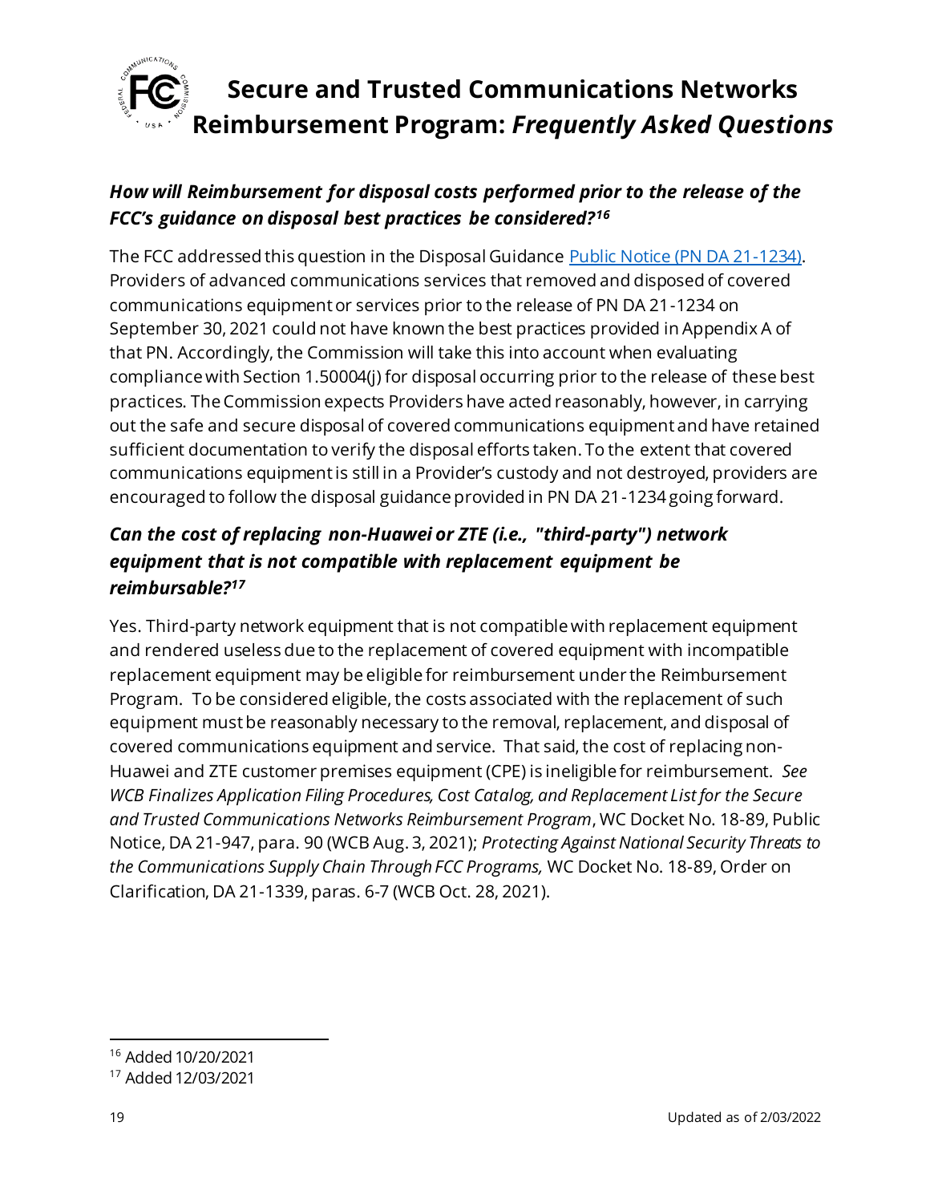### *How will Reimbursement for disposal costs performed prior to the release of the FCC's guidance on disposal best practices be considered?*[16]

The FCC addressed this question in the Disposal Guidance [Public Notice (PN DA 21-1234)](). Providers of advanced communications services that removed and disposed of covered communications equipment or services prior to the release of PN DA 21-1234 on September 30, 2021 could not have known the best practices provided in Appendix A of that PN. Accordingly, the Commission will take this into account when evaluating compliance with Section 1.50004(j) for disposal occurring prior to the release of these best practices. The Commission expects Providers have acted reasonably, however, in carrying out the safe and secure disposal of covered communications equipment and have retained sufficient documentation to verify the disposal efforts taken. To the extent that covered communications equipment is still in a Provider's custody and not destroyed, providers are encouraged to follow the disposal guidance provided in PN DA 21-1234 going forward.

### *Can the cost of replacing non-Huawei or ZTE (i.e., "third-party") network equipment that is not compatible with replacement equipment be reimbursable?*[17]

Yes. Third-party network equipment that is not compatible with replacement equipment and rendered useless due to the replacement of covered equipment with incompatible replacement equipment may be eligible for reimbursement under the Reimbursement Program. To be considered eligible, the costs associated with the replacement of such equipment must be reasonably necessary to the removal, replacement, and disposal of covered communications equipment and service. That said, the cost of replacing non-Huawei and ZTE customer premises equipment (CPE) is ineligible for reimbursement. *See WCB Finalizes Application Filing Procedures, Cost Catalog, and Replacement List for the Secure and Trusted Communications Networks Reimbursement Program*, WC Docket No. 18-89, Public Notice, DA 21-947, para. 90 (WCB Aug. 3, 2021); *Protecting Against National Security Threats to the Communications Supply Chain Through FCC Programs,* WC Docket No. 18-89, Order on Clarification, DA 21-1339, paras. 6-7 (WCB Oct. 28, 2021).

[16] Added 10/20/2021

[17] Added 12/03/2021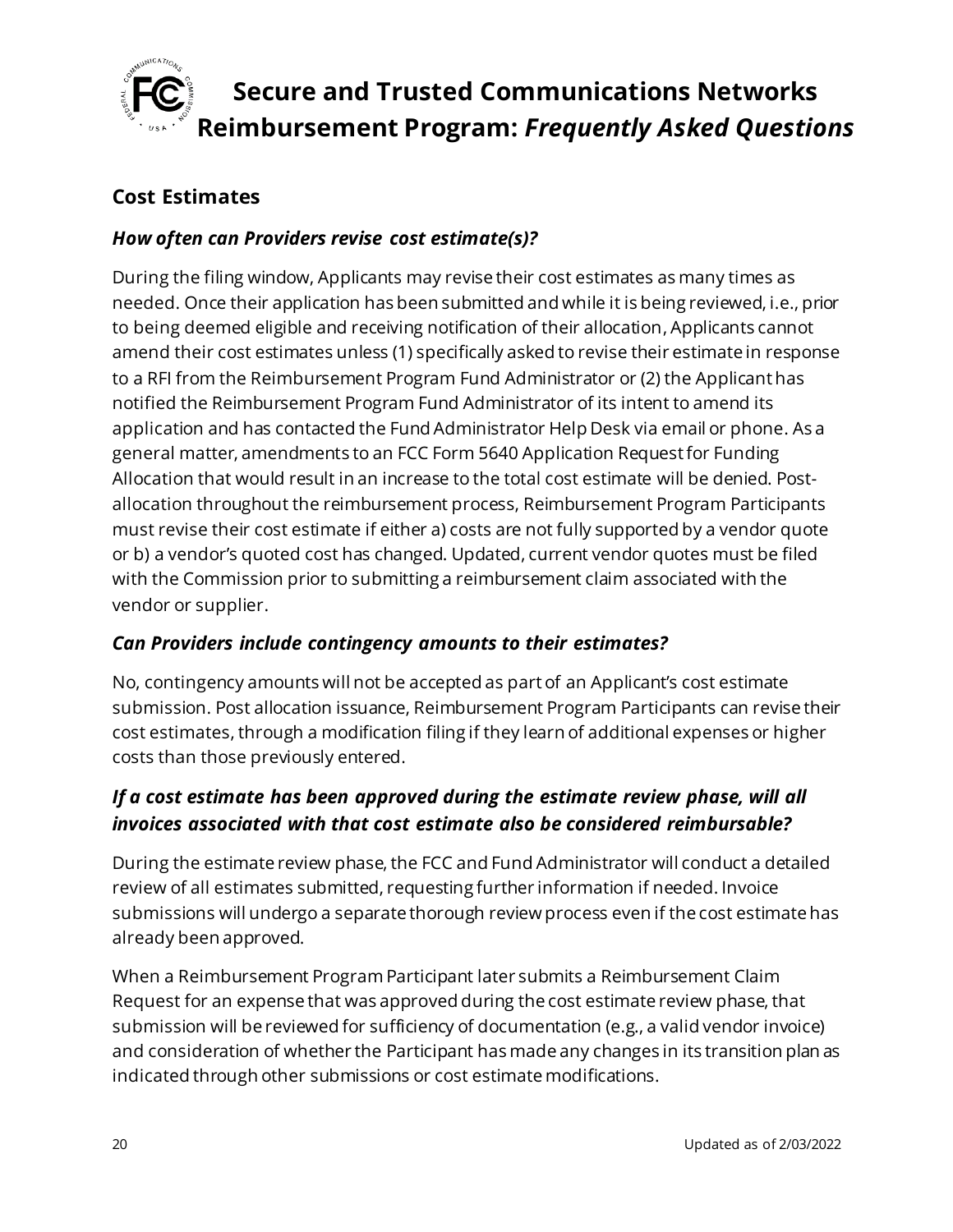## Cost Estimates

### *How often can Providers revise cost estimate(s)?*

During the filing window, Applicants may revise their cost estimates as many times as needed. Once their application has been submitted and while it is being reviewed, i.e., prior to being deemed eligible and receiving notification of their allocation, Applicants cannot amend their cost estimates unless (1) specifically asked to revise their estimate in response to a RFI from the Reimbursement Program Fund Administrator or (2) the Applicant has notified the Reimbursement Program Fund Administrator of its intent to amend its application and has contacted the Fund Administrator Help Desk via email or phone. As a general matter, amendments to an FCC Form 5640 Application Request for Funding Allocation that would result in an increase to the total cost estimate will be denied. Post-allocation throughout the reimbursement process, Reimbursement Program Participants must revise their cost estimate if either a) costs are not fully supported by a vendor quote or b) a vendor's quoted cost has changed. Updated, current vendor quotes must be filed with the Commission prior to submitting a reimbursement claim associated with the vendor or supplier.

### *Can Providers include contingency amounts to their estimates?*

No, contingency amounts will not be accepted as part of an Applicant's cost estimate submission. Post allocation issuance, Reimbursement Program Participants can revise their cost estimates, through a modification filing if they learn of additional expenses or higher costs than those previously entered.

### *If a cost estimate has been approved during the estimate review phase, will all invoices associated with that cost estimate also be considered reimbursable?*

During the estimate review phase, the FCC and Fund Administrator will conduct a detailed review of all estimates submitted, requesting further information if needed. Invoice submissions will undergo a separate thorough review process even if the cost estimate has already been approved.

When a Reimbursement Program Participant later submits a Reimbursement Claim Request for an expense that was approved during the cost estimate review phase, that submission will be reviewed for sufficiency of documentation (e.g., a valid vendor invoice) and consideration of whether the Participant has made any changes in its transition plan as indicated through other submissions or cost estimate modifications.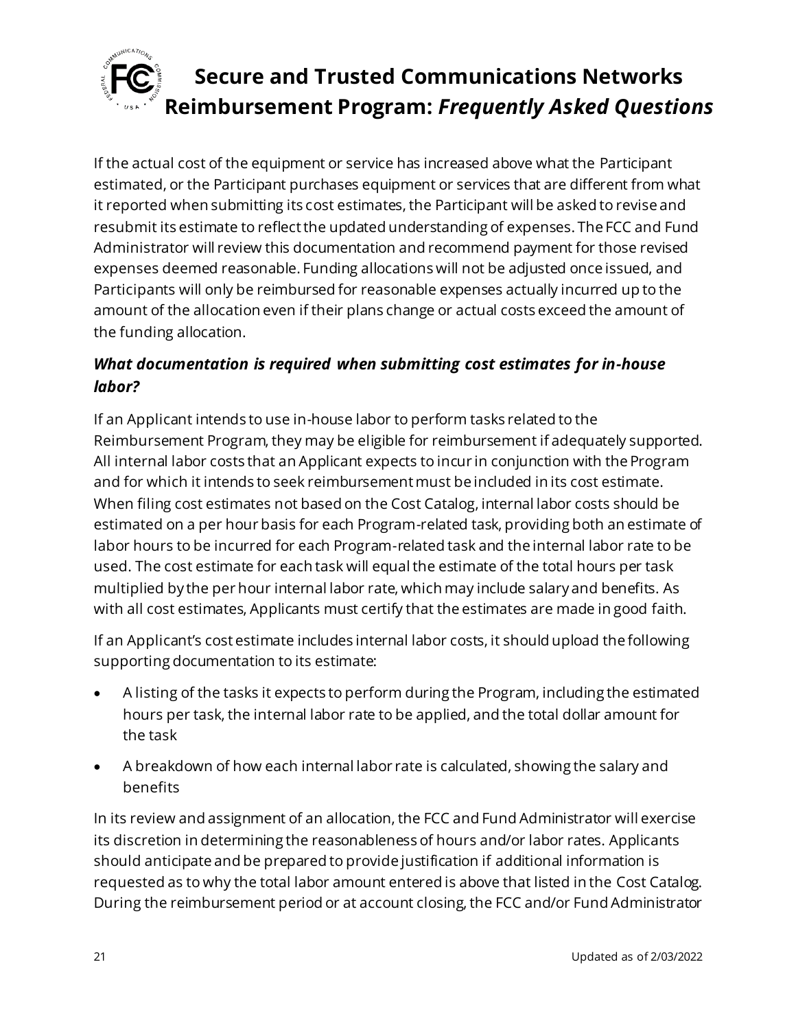If the actual cost of the equipment or service has increased above what the Participant estimated, or the Participant purchases equipment or services that are different from what it reported when submitting its cost estimates, the Participant will be asked to revise and resubmit its estimate to reflect the updated understanding of expenses. The FCC and Fund Administrator will review this documentation and recommend payment for those revised expenses deemed reasonable. Funding allocations will not be adjusted once issued, and Participants will only be reimbursed for reasonable expenses actually incurred up to the amount of the allocation even if their plans change or actual costs exceed the amount of the funding allocation.

### *What documentation is required when submitting cost estimates for in-house labor?*

If an Applicant intends to use in-house labor to perform tasks related to the Reimbursement Program, they may be eligible for reimbursement if adequately supported. All internal labor costs that an Applicant expects to incur in conjunction with the Program and for which it intends to seek reimbursement must be included in its cost estimate. When filing cost estimates not based on the Cost Catalog, internal labor costs should be estimated on a per hour basis for each Program-related task, providing both an estimate of labor hours to be incurred for each Program-related task and the internal labor rate to be used. The cost estimate for each task will equal the estimate of the total hours per task multiplied by the per hour internal labor rate, which may include salary and benefits. As with all cost estimates, Applicants must certify that the estimates are made in good faith.

If an Applicant's cost estimate includes internal labor costs, it should upload the following supporting documentation to its estimate:

- A listing of the tasks it expects to perform during the Program, including the estimated hours per task, the internal labor rate to be applied, and the total dollar amount for the task
- A breakdown of how each internal labor rate is calculated, showing the salary and benefits

In its review and assignment of an allocation, the FCC and Fund Administrator will exercise its discretion in determining the reasonableness of hours and/or labor rates. Applicants should anticipate and be prepared to provide justification if additional information is requested as to why the total labor amount entered is above that listed in the Cost Catalog. During the reimbursement period or at account closing, the FCC and/or Fund Administrator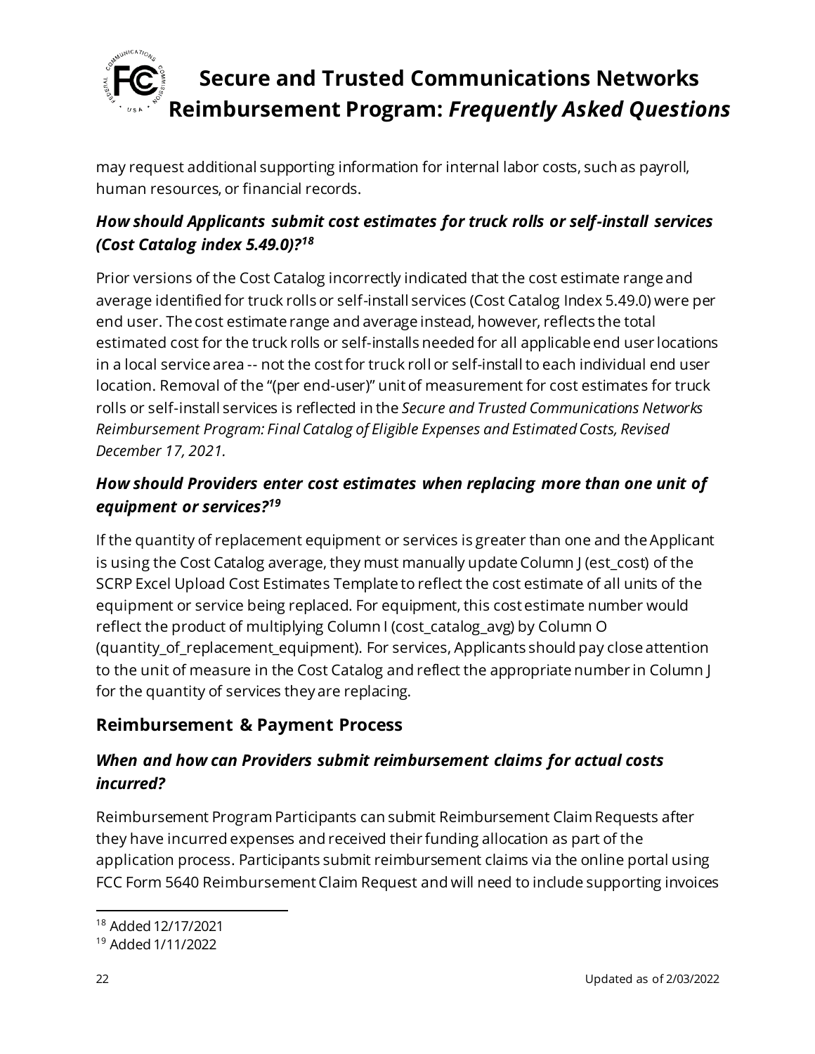may request additional supporting information for internal labor costs, such as payroll, human resources, or financial records.

### *How should Applicants submit cost estimates for truck rolls or self-install services (Cost Catalog index 5.49.0)?*[18]

Prior versions of the Cost Catalog incorrectly indicated that the cost estimate range and average identified for truck rolls or self-install services (Cost Catalog Index 5.49.0) were per end user. The cost estimate range and average instead, however, reflects the total estimated cost for the truck rolls or self-installs needed for all applicable end user locations in a local service area -- not the cost for truck roll or self-install to each individual end user location. Removal of the "(per end-user)" unit of measurement for cost estimates for truck rolls or self-install services is reflected in the *Secure and Trusted Communications Networks Reimbursement Program: Final Catalog of Eligible Expenses and Estimated Costs, Revised December 17, 2021.*

### *How should Providers enter cost estimates when replacing more than one unit of equipment or services?*[19]

If the quantity of replacement equipment or services is greater than one and the Applicant is using the Cost Catalog average, they must manually update Column J (est_cost) of the SCRP Excel Upload Cost Estimates Template to reflect the cost estimate of all units of the equipment or service being replaced. For equipment, this cost estimate number would reflect the product of multiplying Column I (cost_catalog_avg) by Column O (quantity_of_replacement_equipment). For services, Applicants should pay close attention to the unit of measure in the Cost Catalog and reflect the appropriate number in Column J for the quantity of services they are replacing.

## Reimbursement & Payment Process

### *When and how can Providers submit reimbursement claims for actual costs incurred?*

Reimbursement Program Participants can submit Reimbursement Claim Requests after they have incurred expenses and received their funding allocation as part of the application process. Participants submit reimbursement claims via the online portal using FCC Form 5640 Reimbursement Claim Request and will need to include supporting invoices

---

[18] Added 12/17/2021

[19] Added 1/11/2022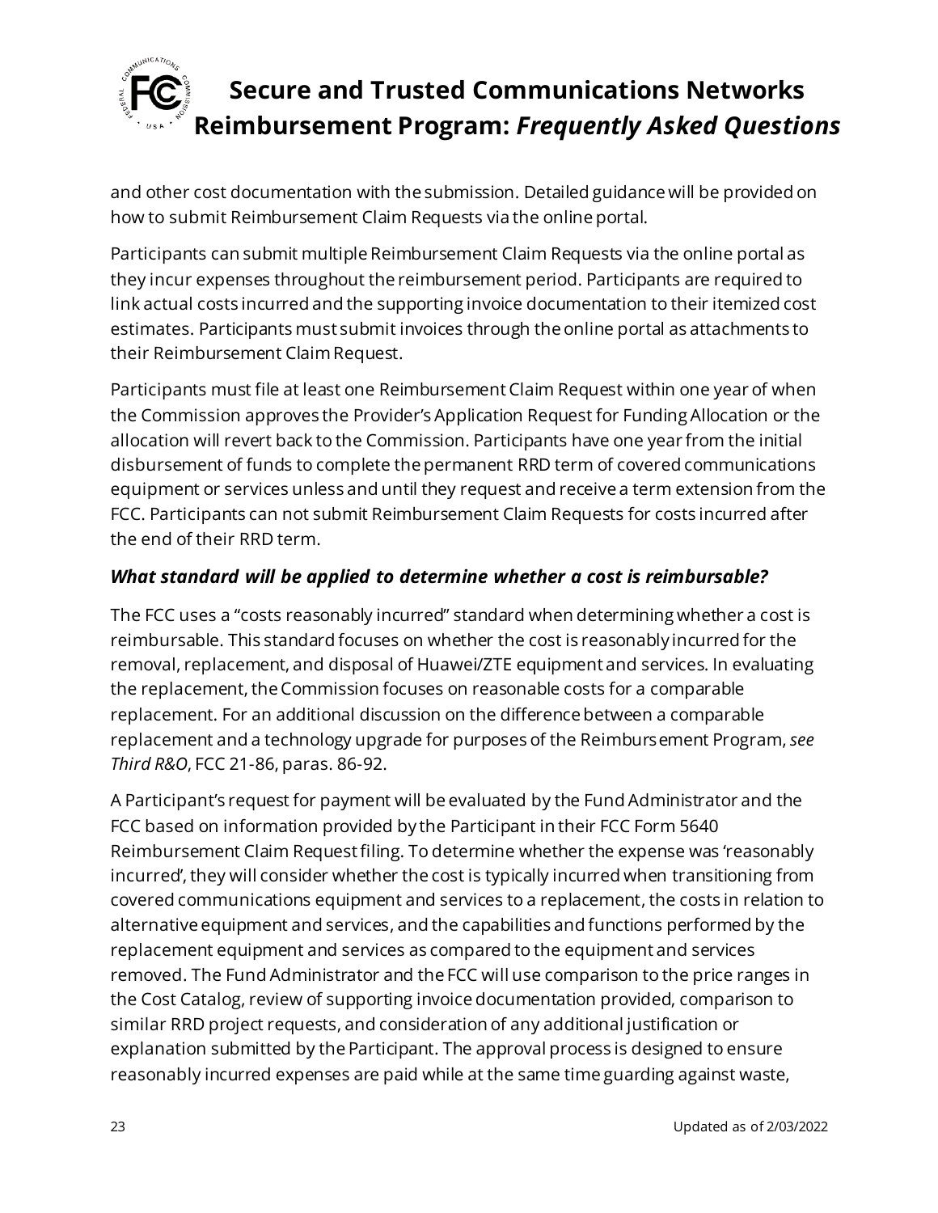and other cost documentation with the submission. Detailed guidance will be provided on how to submit Reimbursement Claim Requests via the online portal.

Participants can submit multiple Reimbursement Claim Requests via the online portal as they incur expenses throughout the reimbursement period. Participants are required to link actual costs incurred and the supporting invoice documentation to their itemized cost estimates. Participants must submit invoices through the online portal as attachments to their Reimbursement Claim Request.

Participants must file at least one Reimbursement Claim Request within one year of when the Commission approves the Provider's Application Request for Funding Allocation or the allocation will revert back to the Commission. Participants have one year from the initial disbursement of funds to complete the permanent RRD term of covered communications equipment or services unless and until they request and receive a term extension from the FCC. Participants can not submit Reimbursement Claim Requests for costs incurred after the end of their RRD term.

### *What standard will be applied to determine whether a cost is reimbursable?*

The FCC uses a "costs reasonably incurred" standard when determining whether a cost is reimbursable. This standard focuses on whether the cost is reasonably incurred for the removal, replacement, and disposal of Huawei/ZTE equipment and services. In evaluating the replacement, the Commission focuses on reasonable costs for a comparable replacement. For an additional discussion on the difference between a comparable replacement and a technology upgrade for purposes of the Reimbursement Program, *see Third R&O*, FCC 21-86, paras. 86-92.

A Participant's request for payment will be evaluated by the Fund Administrator and the FCC based on information provided by the Participant in their FCC Form 5640 Reimbursement Claim Request filing. To determine whether the expense was 'reasonably incurred', they will consider whether the cost is typically incurred when transitioning from covered communications equipment and services to a replacement, the costs in relation to alternative equipment and services, and the capabilities and functions performed by the replacement equipment and services as compared to the equipment and services removed. The Fund Administrator and the FCC will use comparison to the price ranges in the Cost Catalog, review of supporting invoice documentation provided, comparison to similar RRD project requests, and consideration of any additional justification or explanation submitted by the Participant. The approval process is designed to ensure reasonably incurred expenses are paid while at the same time guarding against waste,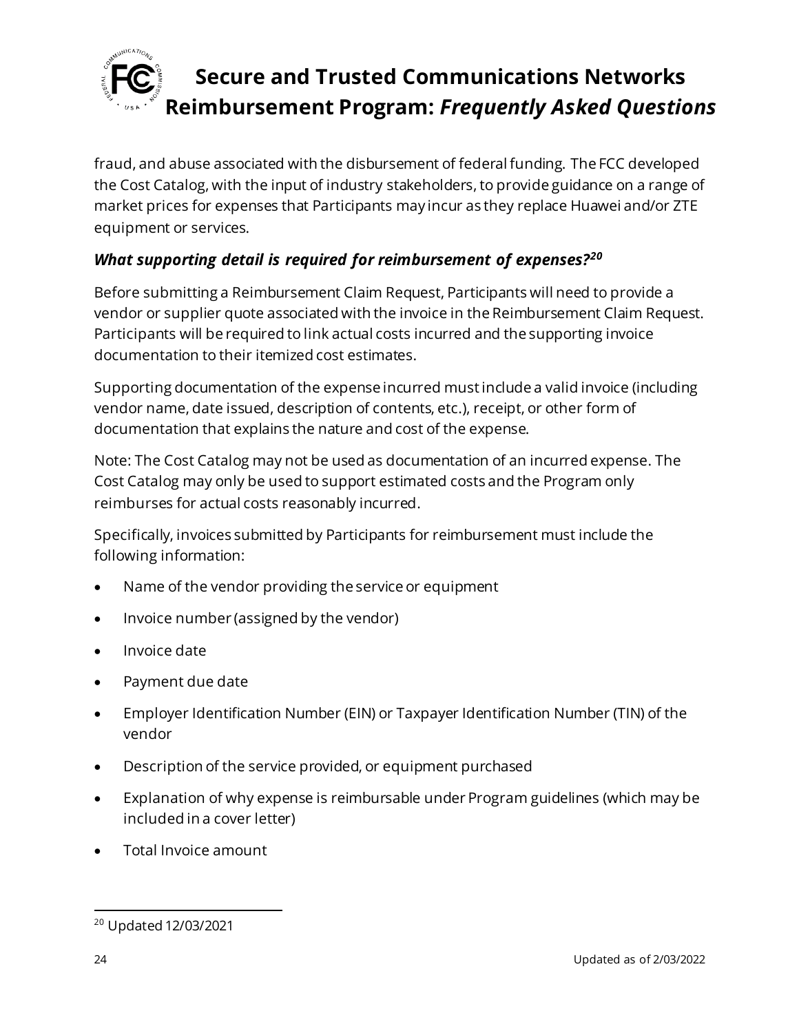fraud, and abuse associated with the disbursement of federal funding. The FCC developed the Cost Catalog, with the input of industry stakeholders, to provide guidance on a range of market prices for expenses that Participants may incur as they replace Huawei and/or ZTE equipment or services.

### *What supporting detail is required for reimbursement of expenses?*[20]

Before submitting a Reimbursement Claim Request, Participants will need to provide a vendor or supplier quote associated with the invoice in the Reimbursement Claim Request. Participants will be required to link actual costs incurred and the supporting invoice documentation to their itemized cost estimates.

Supporting documentation of the expense incurred must include a valid invoice (including vendor name, date issued, description of contents, etc.), receipt, or other form of documentation that explains the nature and cost of the expense.

Note: The Cost Catalog may not be used as documentation of an incurred expense. The Cost Catalog may only be used to support estimated costs and the Program only reimburses for actual costs reasonably incurred.

Specifically, invoices submitted by Participants for reimbursement must include the following information:

- Name of the vendor providing the service or equipment
- Invoice number (assigned by the vendor)
- Invoice date
- Payment due date
- Employer Identification Number (EIN) or Taxpayer Identification Number (TIN) of the vendor
- Description of the service provided, or equipment purchased
- Explanation of why expense is reimbursable under Program guidelines (which may be included in a cover letter)
- Total Invoice amount

[20] Updated 12/03/2021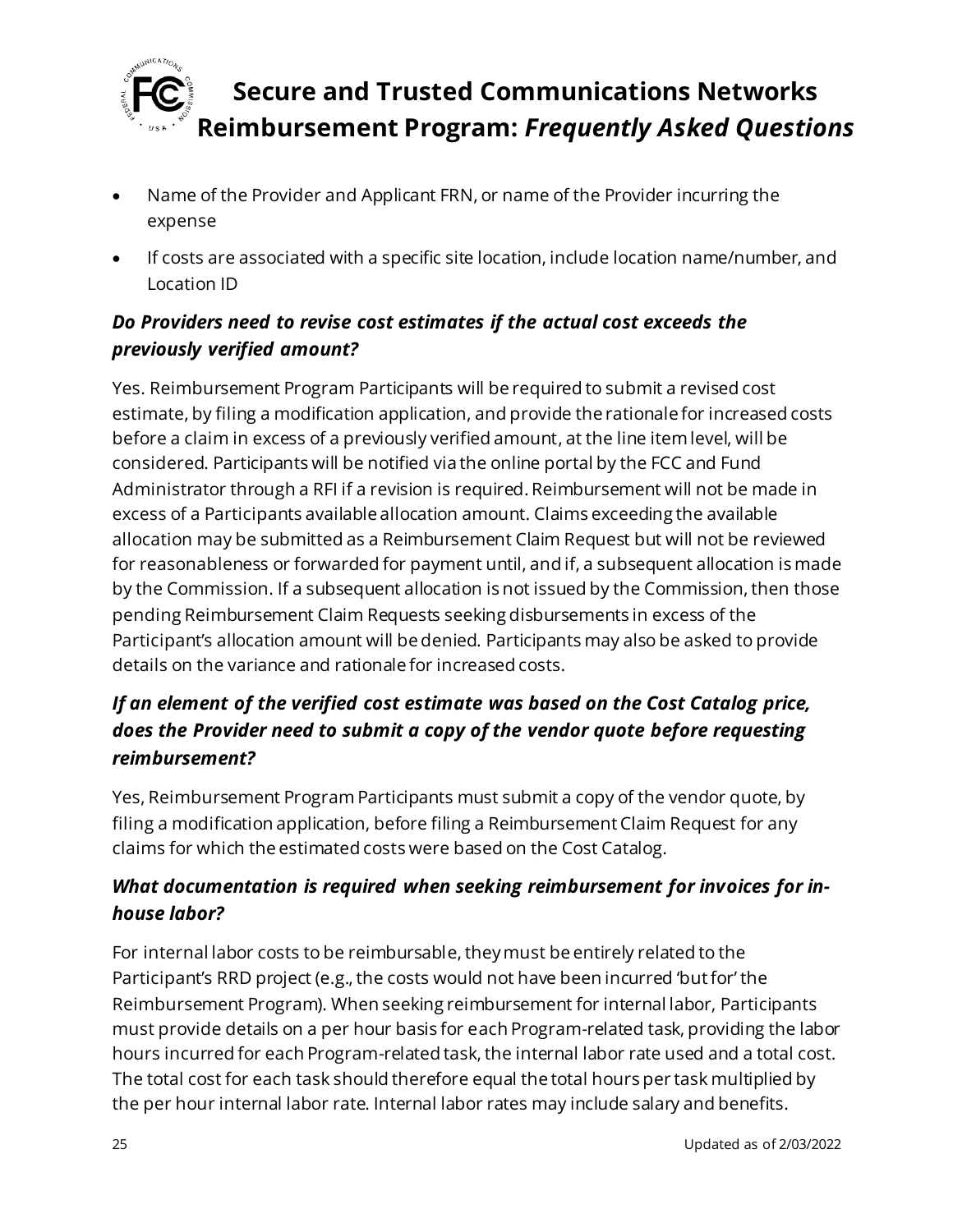- Name of the Provider and Applicant FRN, or name of the Provider incurring the expense
- If costs are associated with a specific site location, include location name/number, and Location ID

### *Do Providers need to revise cost estimates if the actual cost exceeds the previously verified amount?*

Yes. Reimbursement Program Participants will be required to submit a revised cost estimate, by filing a modification application, and provide the rationale for increased costs before a claim in excess of a previously verified amount, at the line item level, will be considered. Participants will be notified via the online portal by the FCC and Fund Administrator through a RFI if a revision is required. Reimbursement will not be made in excess of a Participants available allocation amount. Claims exceeding the available allocation may be submitted as a Reimbursement Claim Request but will not be reviewed for reasonableness or forwarded for payment until, and if, a subsequent allocation is made by the Commission. If a subsequent allocation is not issued by the Commission, then those pending Reimbursement Claim Requests seeking disbursements in excess of the Participant's allocation amount will be denied. Participants may also be asked to provide details on the variance and rationale for increased costs.

### *If an element of the verified cost estimate was based on the Cost Catalog price, does the Provider need to submit a copy of the vendor quote before requesting reimbursement?*

Yes, Reimbursement Program Participants must submit a copy of the vendor quote, by filing a modification application, before filing a Reimbursement Claim Request for any claims for which the estimated costs were based on the Cost Catalog.

### *What documentation is required when seeking reimbursement for invoices for in-house labor?*

For internal labor costs to be reimbursable, they must be entirely related to the Participant's RRD project (e.g., the costs would not have been incurred 'but for' the Reimbursement Program). When seeking reimbursement for internal labor, Participants must provide details on a per hour basis for each Program-related task, providing the labor hours incurred for each Program-related task, the internal labor rate used and a total cost. The total cost for each task should therefore equal the total hours per task multiplied by the per hour internal labor rate. Internal labor rates may include salary and benefits.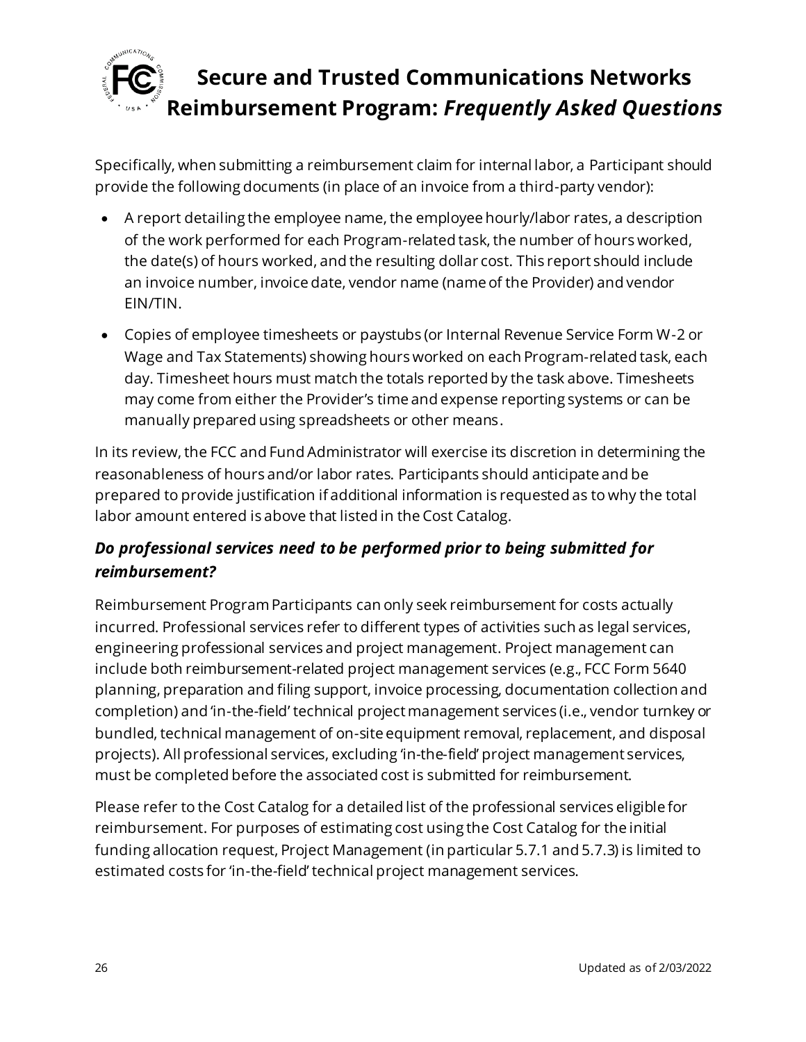Specifically, when submitting a reimbursement claim for internal labor, a Participant should provide the following documents (in place of an invoice from a third-party vendor):

- A report detailing the employee name, the employee hourly/labor rates, a description of the work performed for each Program-related task, the number of hours worked, the date(s) of hours worked, and the resulting dollar cost. This report should include an invoice number, invoice date, vendor name (name of the Provider) and vendor EIN/TIN.
- Copies of employee timesheets or paystubs (or Internal Revenue Service Form W-2 or Wage and Tax Statements) showing hours worked on each Program-related task, each day. Timesheet hours must match the totals reported by the task above. Timesheets may come from either the Provider's time and expense reporting systems or can be manually prepared using spreadsheets or other means.

In its review, the FCC and Fund Administrator will exercise its discretion in determining the reasonableness of hours and/or labor rates. Participants should anticipate and be prepared to provide justification if additional information is requested as to why the total labor amount entered is above that listed in the Cost Catalog.

### *Do professional services need to be performed prior to being submitted for reimbursement?*

Reimbursement Program Participants can only seek reimbursement for costs actually incurred. Professional services refer to different types of activities such as legal services, engineering professional services and project management. Project management can include both reimbursement-related project management services (e.g., FCC Form 5640 planning, preparation and filing support, invoice processing, documentation collection and completion) and 'in-the-field' technical project management services (i.e., vendor turnkey or bundled, technical management of on-site equipment removal, replacement, and disposal projects). All professional services, excluding 'in-the-field' project management services, must be completed before the associated cost is submitted for reimbursement.

Please refer to the Cost Catalog for a detailed list of the professional services eligible for reimbursement. For purposes of estimating cost using the Cost Catalog for the initial funding allocation request, Project Management (in particular 5.7.1 and 5.7.3) is limited to estimated costs for 'in-the-field' technical project management services.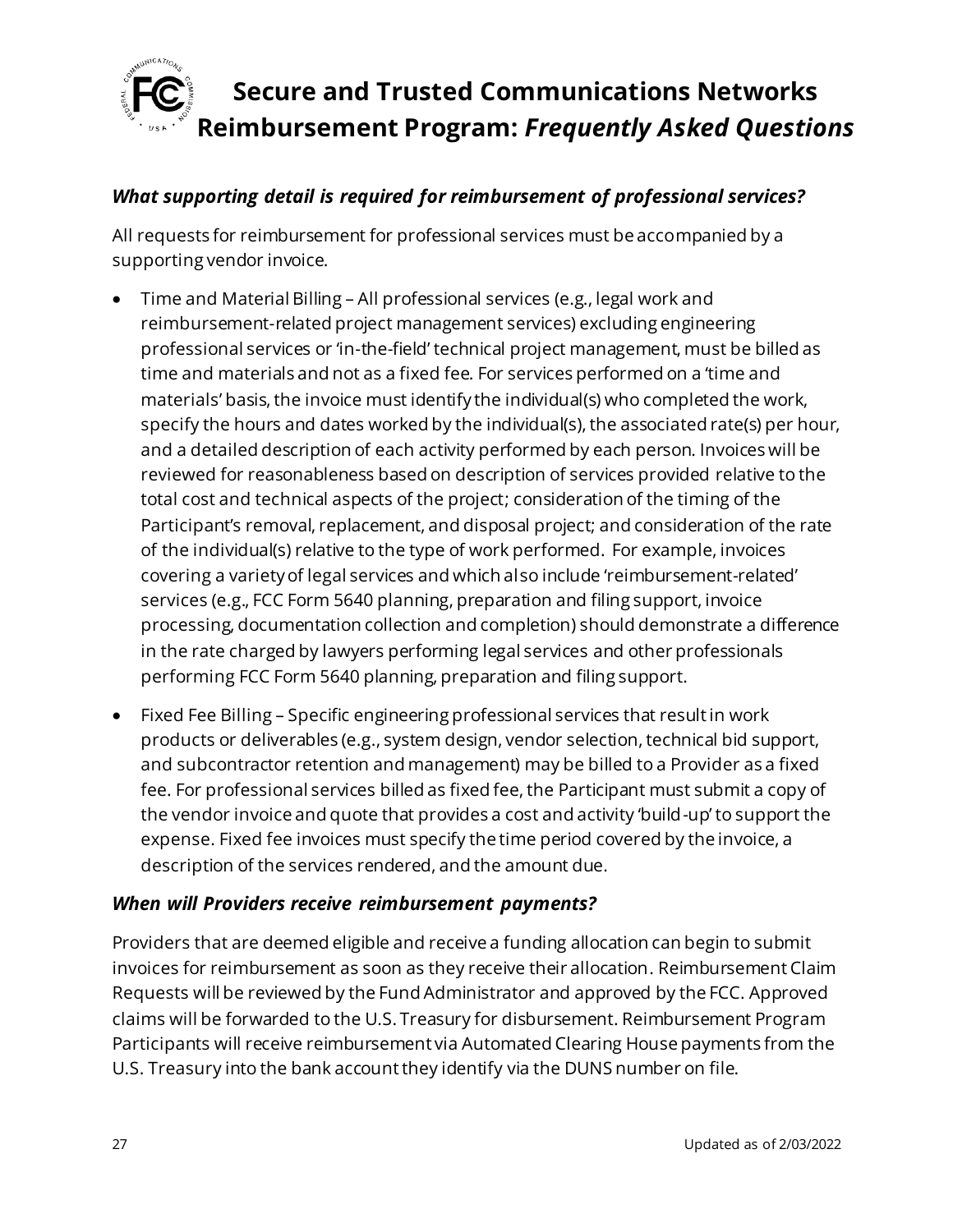### *What supporting detail is required for reimbursement of professional services?*

All requests for reimbursement for professional services must be accompanied by a supporting vendor invoice.

- Time and Material Billing – All professional services (e.g., legal work and reimbursement-related project management services) excluding engineering professional services or 'in-the-field' technical project management, must be billed as time and materials and not as a fixed fee. For services performed on a 'time and materials' basis, the invoice must identify the individual(s) who completed the work, specify the hours and dates worked by the individual(s), the associated rate(s) per hour, and a detailed description of each activity performed by each person. Invoices will be reviewed for reasonableness based on description of services provided relative to the total cost and technical aspects of the project; consideration of the timing of the Participant's removal, replacement, and disposal project; and consideration of the rate of the individual(s) relative to the type of work performed. For example, invoices covering a variety of legal services and which also include 'reimbursement-related' services (e.g., FCC Form 5640 planning, preparation and filing support, invoice processing, documentation collection and completion) should demonstrate a difference in the rate charged by lawyers performing legal services and other professionals performing FCC Form 5640 planning, preparation and filing support.
- Fixed Fee Billing – Specific engineering professional services that result in work products or deliverables (e.g., system design, vendor selection, technical bid support, and subcontractor retention and management) may be billed to a Provider as a fixed fee. For professional services billed as fixed fee, the Participant must submit a copy of the vendor invoice and quote that provides a cost and activity 'build-up' to support the expense. Fixed fee invoices must specify the time period covered by the invoice, a description of the services rendered, and the amount due.

### *When will Providers receive reimbursement payments?*

Providers that are deemed eligible and receive a funding allocation can begin to submit invoices for reimbursement as soon as they receive their allocation. Reimbursement Claim Requests will be reviewed by the Fund Administrator and approved by the FCC. Approved claims will be forwarded to the U.S. Treasury for disbursement. Reimbursement Program Participants will receive reimbursement via Automated Clearing House payments from the U.S. Treasury into the bank account they identify via the DUNS number on file.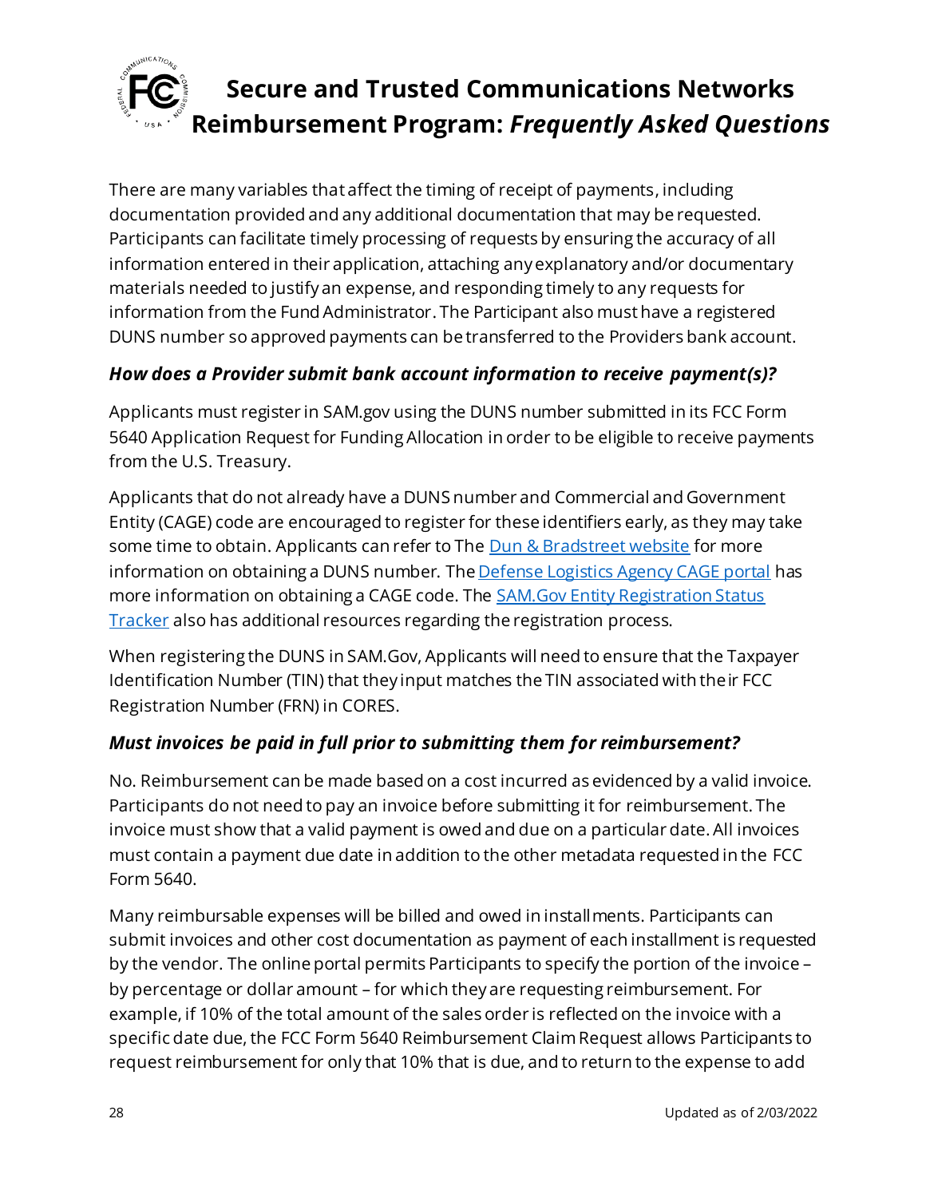There are many variables that affect the timing of receipt of payments, including documentation provided and any additional documentation that may be requested. Participants can facilitate timely processing of requests by ensuring the accuracy of all information entered in their application, attaching any explanatory and/or documentary materials needed to justify an expense, and responding timely to any requests for information from the Fund Administrator. The Participant also must have a registered DUNS number so approved payments can be transferred to the Providers bank account.

### *How does a Provider submit bank account information to receive payment(s)?*

Applicants must register in SAM.gov using the DUNS number submitted in its FCC Form 5640 Application Request for Funding Allocation in order to be eligible to receive payments from the U.S. Treasury.

Applicants that do not already have a DUNS number and Commercial and Government Entity (CAGE) code are encouraged to register for these identifiers early, as they may take some time to obtain. Applicants can refer to The Dun & Bradstreet website for more information on obtaining a DUNS number. The Defense Logistics Agency CAGE portal has more information on obtaining a CAGE code. The SAM.Gov Entity Registration Status Tracker also has additional resources regarding the registration process.

When registering the DUNS in SAM.Gov, Applicants will need to ensure that the Taxpayer Identification Number (TIN) that they input matches the TIN associated with their FCC Registration Number (FRN) in CORES.

### *Must invoices be paid in full prior to submitting them for reimbursement?*

No. Reimbursement can be made based on a cost incurred as evidenced by a valid invoice. Participants do not need to pay an invoice before submitting it for reimbursement. The invoice must show that a valid payment is owed and due on a particular date. All invoices must contain a payment due date in addition to the other metadata requested in the FCC Form 5640.

Many reimbursable expenses will be billed and owed in installments. Participants can submit invoices and other cost documentation as payment of each installment is requested by the vendor. The online portal permits Participants to specify the portion of the invoice – by percentage or dollar amount – for which they are requesting reimbursement. For example, if 10% of the total amount of the sales order is reflected on the invoice with a specific date due, the FCC Form 5640 Reimbursement Claim Request allows Participants to request reimbursement for only that 10% that is due, and to return to the expense to add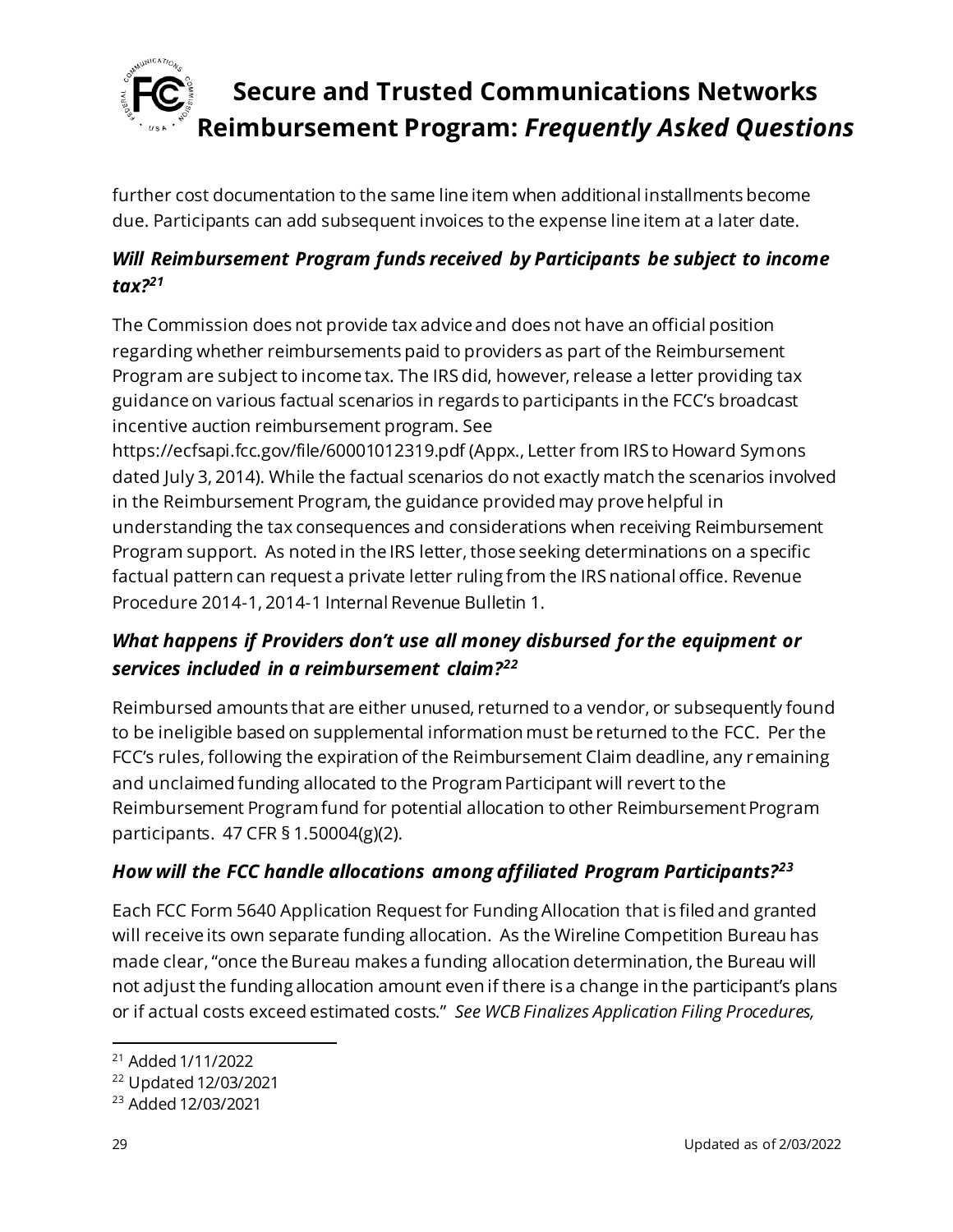further cost documentation to the same line item when additional installments become due. Participants can add subsequent invoices to the expense line item at a later date.

### *Will Reimbursement Program funds received by Participants be subject to income tax?*[21]

The Commission does not provide tax advice and does not have an official position regarding whether reimbursements paid to providers as part of the Reimbursement Program are subject to income tax. The IRS did, however, release a letter providing tax guidance on various factual scenarios in regards to participants in the FCC's broadcast incentive auction reimbursement program. See https://ecfsapi.fcc.gov/file/60001012319.pdf (Appx., Letter from IRS to Howard Symons dated July 3, 2014). While the factual scenarios do not exactly match the scenarios involved in the Reimbursement Program, the guidance provided may prove helpful in understanding the tax consequences and considerations when receiving Reimbursement Program support. As noted in the IRS letter, those seeking determinations on a specific factual pattern can request a private letter ruling from the IRS national office. Revenue Procedure 2014-1, 2014-1 Internal Revenue Bulletin 1.

### *What happens if Providers don't use all money disbursed for the equipment or services included in a reimbursement claim?*[22]

Reimbursed amounts that are either unused, returned to a vendor, or subsequently found to be ineligible based on supplemental information must be returned to the FCC. Per the FCC's rules, following the expiration of the Reimbursement Claim deadline, any remaining and unclaimed funding allocated to the Program Participant will revert to the Reimbursement Program fund for potential allocation to other Reimbursement Program participants. 47 CFR § 1.50004(g)(2).

### *How will the FCC handle allocations among affiliated Program Participants?*[23]

Each FCC Form 5640 Application Request for Funding Allocation that is filed and granted will receive its own separate funding allocation. As the Wireline Competition Bureau has made clear, "once the Bureau makes a funding allocation determination, the Bureau will not adjust the funding allocation amount even if there is a change in the participant's plans or if actual costs exceed estimated costs." *See WCB Finalizes Application Filing Procedures,*

---

[21] Added 1/11/2022

[22] Updated 12/03/2021

[23] Added 12/03/2021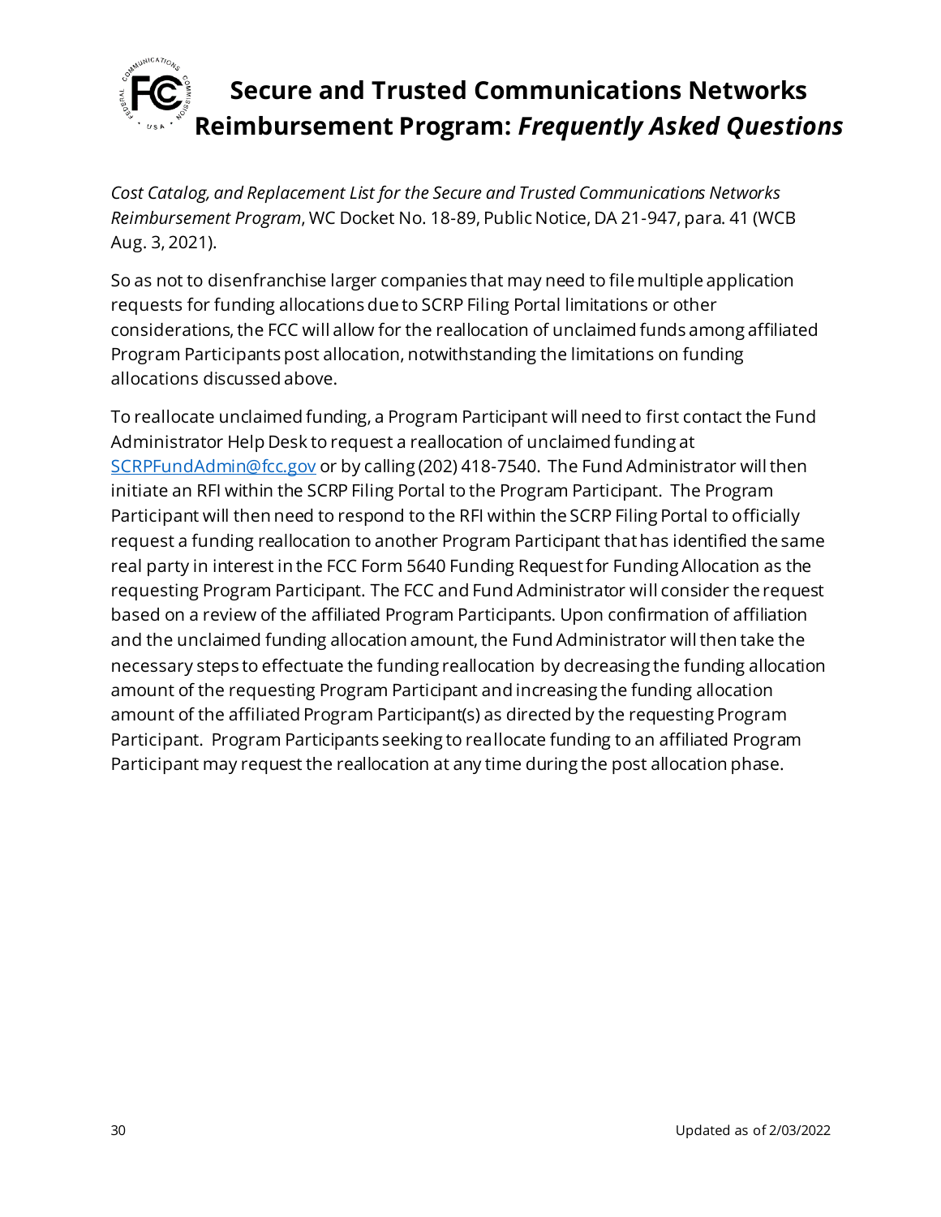*Cost Catalog, and Replacement List for the Secure and Trusted Communications Networks Reimbursement Program*, WC Docket No. 18-89, Public Notice, DA 21-947, para. 41 (WCB Aug. 3, 2021).

So as not to disenfranchise larger companies that may need to file multiple application requests for funding allocations due to SCRP Filing Portal limitations or other considerations, the FCC will allow for the reallocation of unclaimed funds among affiliated Program Participants post allocation, notwithstanding the limitations on funding allocations discussed above.

To reallocate unclaimed funding, a Program Participant will need to first contact the Fund Administrator Help Desk to request a reallocation of unclaimed funding at [SCRPFundAdmin@fcc.gov](mailto:SCRPFundAdmin@fcc.gov) or by calling (202) 418-7540. The Fund Administrator will then initiate an RFI within the SCRP Filing Portal to the Program Participant. The Program Participant will then need to respond to the RFI within the SCRP Filing Portal to officially request a funding reallocation to another Program Participant that has identified the same real party in interest in the FCC Form 5640 Funding Request for Funding Allocation as the requesting Program Participant. The FCC and Fund Administrator will consider the request based on a review of the affiliated Program Participants. Upon confirmation of affiliation and the unclaimed funding allocation amount, the Fund Administrator will then take the necessary steps to effectuate the funding reallocation by decreasing the funding allocation amount of the requesting Program Participant and increasing the funding allocation amount of the affiliated Program Participant(s) as directed by the requesting Program Participant. Program Participants seeking to reallocate funding to an affiliated Program Participant may request the reallocation at any time during the post allocation phase.